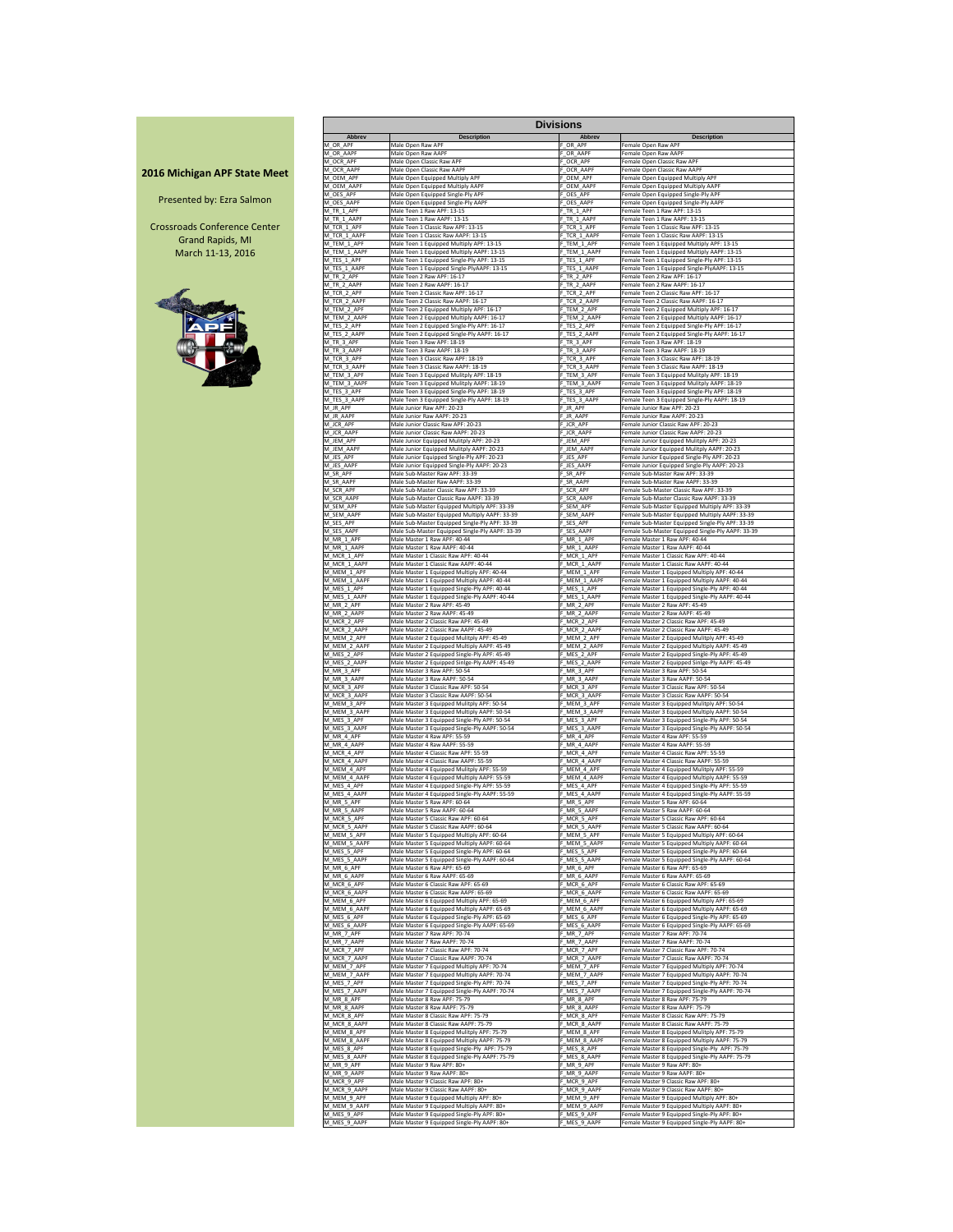## 2016 Michigan APF State Meet

Presented by: Ezra Salmon

Crossroads Conference Center
Grand Rapids, MI
March 11-13, 2016

## Divisions

| Abbrev | Description | Abbrev | Description |
|---|---|---|---|
| M_OR_APF | Male Open Raw APF | F_OR_APF | Female Open Raw APF |
| M_OR_AAPF | Male Open Raw AAPF | F_OR_AAPF | Female Open Raw AAPF |
| M_OCR_APF | Male Open Classic Raw APF | F_OCR_APF | Female Open Classic Raw APF |
| M_OCR_AAPF | Male Open Classic Raw AAPF | F_OCR_AAPF | Female Open Classic Raw AAPF |
| M_OEM_APF | Male Open Equipped Multiply APF | F_OEM_APF | Female Open Equipped Multiply APF |
| M_OEM_AAPF | Male Open Equipped Multiply AAPF | F_OEM_AAPF | Female Open Equipped Multiply AAPF |
| M_OES_APF | Male Open Equipped Single-Ply APF | F_OES_APF | Female Open Equipped Single-Ply APF |
| M_OES_AAPF | Male Open Equipped Single-Ply AAPF | F_OES_AAPF | Female Open Equipped Single-Ply AAPF |
| M_TR_1_APF | Male Teen 1 Raw APF: 13-15 | F_TR_1_APF | Female Teen 1 Raw APF: 13-15 |
| M_TR_1_AAPF | Male Teen 1 Raw AAPF: 13-15 | F_TR_1_AAPF | Female Teen 1 Raw AAPF: 13-15 |
| M_TCR_1_APF | Male Teen 1 Classic Raw APF: 13-15 | F_TCR_1_APF | Female Teen 1 Classic Raw APF: 13-15 |
| M_TCR_1_AAPF | Male Teen 1 Classic Raw AAPF: 13-15 | F_TCR_1_AAPF | Female Teen 1 Classic Raw AAPF: 13-15 |
| M_TEM_1_APF | Male Teen 1 Equipped Multiply APF: 13-15 | F_TEM_1_APF | Female Teen 1 Equipped Multiply APF: 13-15 |
| M_TEM_1_AAPF | Male Teen 1 Equipped Multiply AAPF: 13-15 | F_TEM_1_AAPF | Female Teen 1 Equipped Multiply AAPF: 13-15 |
| M_TES_1_APF | Male Teen 1 Equipped Single-Ply APF: 13-15 | F_TES_1_APF | Female Teen 1 Equipped Single-Ply APF: 13-15 |
| M_TES_1_AAPF | Male Teen 1 Equipped Single-PlyAAPF: 13-15 | F_TES_1_AAPF | Female Teen 1 Equipped Single-PlyAAPF: 13-15 |
| M_TR_2_APF | Male Teen 2 Raw APF: 16-17 | F_TR_2_APF | Female Teen 2 Raw APF: 16-17 |
| M_TR_2_AAPF | Male Teen 2 Raw AAPF: 16-17 | F_TR_2_AAPF | Female Teen 2 Raw AAPF: 16-17 |
| M_TCR_2_APF | Male Teen 2 Classic Raw APF: 16-17 | F_TCR_2_APF | Female Teen 2 Classic Raw APF: 16-17 |
| M_TCR_2_AAPF | Male Teen 2 Classic Raw AAPF: 16-17 | F_TCR_2_AAPF | Female Teen 2 Classic Raw AAPF: 16-17 |
| M_TEM_2_APF | Male Teen 2 Equipped Multiply APF: 16-17 | F_TEM_2_APF | Female Teen 2 Equipped Multiply APF: 16-17 |
| M_TEM_2_AAPF | Male Teen 2 Equipped Multiply AAPF: 16-17 | F_TEM_2_AAPF | Female Teen 2 Equipped Multiply AAPF: 16-17 |
| M_TES_2_APF | Male Teen 2 Equipped Single-Ply APF: 16-17 | F_TES_2_APF | Female Teen 2 Equipped Single-Ply APF: 16-17 |
| M_TES_2_AAPF | Male Teen 2 Equipped Single-Ply AAPF: 16-17 | F_TES_2_AAPF | Female Teen 2 Equipped Single-Ply AAPF: 16-17 |
| M_TR_3_APF | Male Teen 3 Raw APF: 18-19 | F_TR_3_APF | Female Teen 3 Raw APF: 18-19 |
| M_TR_3_AAPF | Male Teen 3 Raw AAPF: 18-19 | F_TR_3_AAPF | Female Teen 3 Raw AAPF: 18-19 |
| M_TCR_3_APF | Male Teen 3 Classic Raw APF: 18-19 | F_TCR_3_APF | Female Teen 3 Classic Raw APF: 18-19 |
| M_TCR_3_AAPF | Male Teen 3 Classic Raw AAPF: 18-19 | F_TCR_3_AAPF | Female Teen 3 Classic Raw AAPF: 18-19 |
| M_TEM_3_APF | Male Teen 3 Equipped Multiply APF: 18-19 | F_TEM_3_APF | Female Teen 3 Equipped Mulitply APF: 18-19 |
| M_TEM_3_AAPF | Male Teen 3 Equipped Multiply AAPF: 18-19 | F_TEM_3_AAPF | Female Teen 3 Equipped Mulitply AAPF: 18-19 |
| M_TES_3_APF | Male Teen 3 Equipped Single-Ply APF: 18-19 | F_TES_3_APF | Female Teen 3 Equipped Single-Ply APF: 18-19 |
| M_TES_3_AAPF | Male Teen 3 Equipped Single-Ply AAPF: 18-19 | F_TES_3_AAPF | Female Teen 3 Equipped Single-Ply AAPF: 18-19 |
| M_JR_APF | Male Junior Raw APF: 20-23 | F_JR_APF | Female Junior Raw APF: 20-23 |
| M_JR_AAPF | Male Junior Raw AAPF: 20-23 | F_JR_AAPF | Female Junior Raw AAPF: 20-23 |
| M_JCR_APF | Male Junior Classic Raw APF: 20-23 | F_JCR_APF | Female Junior Classic Raw APF: 20-23 |
| M_JCR_AAPF | Male Junior Classic Raw AAPF: 20-23 | F_JCR_AAPF | Female Junior Classic Raw AAPF: 20-23 |
| M_JEM_APF | Male Junior Equipped Mulitply APF: 20-23 | F_JEM_APF | Female Junior Equipped Mulitply APF: 20-23 |
| M_JEM_AAPF | Male Junior Equipped Mulitply AAPF: 20-23 | F_JEM_AAPF | Female Junior Equipped Mulitply AAPF: 20-23 |
| M_JES_APF | Male Junior Equipped Single-Ply APF: 20-23 | F_JES_APF | Female Junior Equipped Single-Ply APF: 20-23 |
| M_JES_AAPF | Male Junior Equipped Single-Ply AAPF: 20-23 | F_JES_AAPF | Female Junior Equipped Single-Ply AAPF: 20-23 |
| M_SR_APF | Male Sub-Master Raw APF: 33-39 | F_SR_APF | Female Sub-Master Raw APF: 33-39 |
| M_SR_AAPF | Male Sub-Master Raw AAPF: 33-39 | F_SR_AAPF | Female Sub-Master Raw AAPF: 33-39 |
| M_SCR_APF | Male Sub-Master Classic Raw APF: 33-39 | F_SCR_APF | Female Sub-Master Classic Raw APF: 33-39 |
| M_SCR_AAPF | Male Sub-Master Classic Raw AAPF: 33-39 | F_SCR_AAPF | Female Sub-Master Classic Raw AAPF: 33-39 |
| M_SEM_APF | Male Sub-Master Equipped Multiply APF: 33-39 | F_SEM_APF | Female Sub-Master Equipped Multiply APF: 33-39 |
| M_SEM_AAPF | Male Sub-Master Equipped Multiply AAPF: 33-39 | F_SEM_AAPF | Female Sub-Master Equipped Multiply AAPF: 33-39 |
| M_SES_APF | Male Sub-Master Equipped Single-Ply APF: 33-39 | F_SES_APF | Female Sub-Master Equipped Single-Ply APF: 33-39 |
| M_SES_AAPF | Male Sub-Master Equipped Single-Ply AAPF: 33-39 | F_SES_AAPF | Female Sub-Master Equipped Single-Ply AAPF: 33-39 |
| M_MR_1_APF | Male Master 1 Raw APF: 40-44 | F_MR_1_APF | Female Master 1 Raw APF: 40-44 |
| M_MR_1_AAPF | Male Master 1 Raw AAPF: 40-44 | F_MR_1_AAPF | Female Master 1 Raw AAPF: 40-44 |
| M_MCR_1_APF | Male Master 1 Classic Raw APF: 40-44 | F_MCR_1_APF | Female Master 1 Classic Raw APF: 40-44 |
| M_MCR_1_AAPF | Male Master 1 Classic Raw AAPF: 40-44 | F_MCR_1_AAPF | Female Master 1 Classic Raw AAPF: 40-44 |
| M_MEM_1_APF | Male Master 1 Equipped Multiply APF: 40-44 | F_MEM_1_APF | Female Master 1 Equipped Multiply APF: 40-44 |
| M_MEM_1_AAPF | Male Master 1 Equipped Multiply AAPF: 40-44 | F_MEM_1_AAPF | Female Master 1 Equipped Multiply AAPF: 40-44 |
| M_MES_1_APF | Male Master 1 Equipped Single-Ply APF: 40-44 | F_MES_1_APF | Female Master 1 Equipped Single-Ply APF: 40-44 |
| M_MES_1_AAPF | Male Master 1 Equipped Single-Ply AAPF: 40-44 | F_MES_1_AAPF | Female Master 1 Equipped Single-Ply AAPF: 40-44 |
| M_MR_2_APF | Male Master 2 Raw APF: 45-49 | F_MR_2_APF | Female Master 2 Raw APF: 45-49 |
| M_MR_2_AAPF | Male Master 2 Raw AAPF: 45-49 | F_MR_2_AAPF | Female Master 2 Raw AAPF: 45-49 |
| M_MCR_2_APF | Male Master 2 Classic Raw APF: 45-49 | F_MCR_2_APF | Female Master 2 Classic Raw APF: 45-49 |
| M_MCR_2_AAPF | Male Master 2 Classic Raw AAPF: 45-49 | F_MCR_2_AAPF | Female Master 2 Classic Raw AAPF: 45-49 |
| M_MEM_2_APF | Male Master 2 Equipped Multiply APF: 45-49 | F_MEM_2_APF | Female Master 2 Equipped Mulitply APF: 45-49 |
| M_MEM_2_AAPF | Male Master 2 Equipped Multiply AAPF: 45-49 | F_MEM_2_AAPF | Female Master 2 Equipped Multiply AAPF: 45-49 |
| M_MES_2_APF | Male Master 2 Equipped Single-Ply APF: 45-49 | F_MES_2_APF | Female Master 2 Equipped Single-Ply APF: 45-49 |
| M_MES_2_AAPF | Male Master 2 Equipped Sinlge-Ply AAPF: 45-49 | F_MES_2_AAPF | Female Master 2 Equipped Sinlge-Ply AAPF: 45-49 |
| M_MR_3_APF | Male Master 3 Raw APF: 50-54 | F_MR_3_APF | Female Master 3 Raw APF: 50-54 |
| M_MR_3_AAPF | Male Master 3 Raw AAPF: 50-54 | F_MR_3_AAPF | Female Master 3 Raw AAPF: 50-54 |
| M_MCR_3_APF | Male Master 3 Classic Raw APF: 50-54 | F_MCR_3_APF | Female Master 3 Classic Raw APF: 50-54 |
| M_MCR_3_AAPF | Male Master 3 Classic Raw AAPF: 50-54 | F_MCR_3_AAPF | Female Master 3 Classic Raw AAPF: 50-54 |
| M_MEM_3_APF | Male Master 3 Equipped Multiply APF: 50-54 | F_MEM_3_APF | Female Master 3 Equipped Multiply APF: 50-54 |
| M_MEM_3_AAPF | Male Master 3 Equipped Multiply AAPF: 50-54 | F_MEM_3_AAPF | Female Master 3 Equipped Multiply AAPF: 50-54 |
| M_MES_3_APF | Male Master 3 Equipped Single-Ply APF: 50-54 | F_MES_3_APF | Female Master 3 Equipped Single-Ply APF: 50-54 |
| M_MES_3_AAPF | Male Master 3 Equipped Single-Ply AAPF: 50-54 | F_MES_3_AAPF | Female Master 3 Equipped Single-Ply AAPF: 50-54 |
| M_MR_4_APF | Male Master 4 Raw APF: 55-59 | F_MR_4_APF | Female Master 4 Raw APF: 55-59 |
| M_MR_4_AAPF | Male Master 4 Raw AAPF: 55-59 | F_MR_4_AAPF | Female Master 4 Raw AAPF: 55-59 |
| M_MCR_4_APF | Male Master 4 Classic Raw APF: 55-59 | F_MCR_4_APF | Female Master 4 Classic Raw APF: 55-59 |
| M_MCR_4_AAPF | Male Master 4 Classic Raw AAPF: 55-59 | F_MCR_4_AAPF | Female Master 4 Classic Raw AAPF: 55-59 |
| M_MEM_4_APF | Male Master 4 Equipped Multiply APF: 55-59 | F_MEM_4_APF | Female Master 4 Equipped Multiply APF: 55-59 |
| M_MEM_4_AAPF | Male Master 4 Equipped Multiply AAPF: 55-59 | F_MEM_4_AAPF | Female Master 4 Equipped Multiply AAPF: 55-59 |
| M_MES_4_APF | Male Master 4 Equipped Single-Ply APF: 55-59 | F_MES_4_APF | Female Master 4 Equipped Single-Ply APF: 55-59 |
| M_MES_4_AAPF | Male Master 4 Equipped Single-Ply AAPF: 55-59 | F_MES_4_AAPF | Female Master 4 Equipped Single-Ply AAPF: 55-59 |
| M_MR_5_APF | Male Master 5 Raw APF: 60-64 | F_MR_5_APF | Female Master 5 Raw APF: 60-64 |
| M_MR_5_AAPF | Male Master 5 Raw AAPF: 60-64 | F_MR_5_AAPF | Female Master 5 Raw AAPF: 60-64 |
| M_MCR_5_APF | Male Master 5 Classic Raw APF: 60-64 | F_MCR_5_APF | Female Master 5 Classic Raw APF: 60-64 |
| M_MCR_5_AAPF | Male Master 5 Classic Raw AAPF: 60-64 | F_MCR_5_AAPF | Female Master 5 Classic Raw AAPF: 60-64 |
| M_MEM_5_APF | Male Master 5 Equipped Multiply APF: 60-64 | F_MEM_5_APF | Female Master 5 Equipped Multiply APF: 60-64 |
| M_MEM_5_AAPF | Male Master 5 Equipped Multiply AAPF: 60-64 | F_MEM_5_AAPF | Female Master 5 Equipped Multiply AAPF: 60-64 |
| M_MES_5_APF | Male Master 5 Equipped Single-Ply APF: 60-64 | F_MES_5_APF | Female Master 5 Equipped Single-Ply APF: 60-64 |
| M_MES_5_AAPF | Male Master 5 Equipped Single-Ply AAPF: 60-64 | F_MES_5_AAPF | Female Master 5 Equipped Single-Ply AAPF: 60-64 |
| M_MR_6_APF | Male Master 6 Raw APF: 65-69 | F_MR_6_APF | Female Master 6 Raw APF: 65-69 |
| M_MR_6_AAPF | Male Master 6 Raw AAPF: 65-69 | F_MR_6_AAPF | Female Master 6 Raw AAPF: 65-69 |
| M_MCR_6_APF | Male Master 6 Classic Raw APF: 65-69 | F_MCR_6_APF | Female Master 6 Classic Raw APF: 65-69 |
| M_MCR_6_AAPF | Male Master 6 Classic Raw AAPF: 65-69 | F_MCR_6_AAPF | Female Master 6 Classic Raw AAPF: 65-69 |
| M_MEM_6_APF | Male Master 6 Equipped Multiply APF: 65-69 | F_MEM_6_APF | Female Master 6 Equipped Multiply APF: 65-69 |
| M_MEM_6_AAPF | Male Master 6 Equipped Multiply AAPF: 65-69 | F_MEM_6_AAPF | Female Master 6 Equipped Multiply AAPF: 65-69 |
| M_MES_6_APF | Male Master 6 Equipped Single-Ply APF: 65-69 | F_MES_6_APF | Female Master 6 Equipped Single-Ply APF: 65-69 |
| M_MES_6_AAPF | Male Master 6 Equipped Single-Ply AAPF: 65-69 | F_MES_6_AAPF | Female Master 6 Equipped Single-Ply AAPF: 65-69 |
| M_MR_7_APF | Male Master 7 Raw APF: 70-74 | F_MR_7_APF | Female Master 7 Raw APF: 70-74 |
| M_MR_7_AAPF | Male Master 7 Raw AAPF: 70-74 | F_MR_7_AAPF | Female Master 7 Raw AAPF: 70-74 |
| M_MCR_7_APF | Male Master 7 Classic Raw APF: 70-74 | F_MCR_7_APF | Female Master 7 Classic Raw APF: 70-74 |
| M_MCR_7_AAPF | Male Master 7 Classic Raw AAPF: 70-74 | F_MCR_7_AAPF | Female Master 7 Classic Raw AAPF: 70-74 |
| M_MEM_7_APF | Male Master 7 Equipped Multiply APF: 70-74 | F_MEM_7_APF | Female Master 7 Equipped Multiply APF: 70-74 |
| M_MEM_7_AAPF | Male Master 7 Equipped Multiply AAPF: 70-74 | F_MEM_7_AAPF | Female Master 7 Equipped Multiply AAPF: 70-74 |
| M_MES_7_APF | Male Master 7 Equipped Single-Ply APF: 70-74 | F_MES_7_APF | Female Master 7 Equipped Single-Ply APF: 70-74 |
| M_MES_7_AAPF | Male Master 7 Equipped Single-Ply AAPF: 70-74 | F_MES_7_AAPF | Female Master 7 Equipped Single-Ply AAPF: 70-74 |
| M_MR_8_APF | Male Master 8 Raw APF: 75-79 | F_MR_8_APF | Female Master 8 Raw APF: 75-79 |
| M_MR_8_AAPF | Male Master 8 Raw AAPF: 75-79 | F_MR_8_AAPF | Female Master 8 Raw AAPF: 75-79 |
| M_MCR_8_APF | Male Master 8 Classic Raw APF: 75-79 | F_MCR_8_APF | Female Master 8 Classic Raw APF: 75-79 |
| M_MCR_8_AAPF | Male Master 8 Classic Raw AAPF: 75-79 | F_MCR_8_AAPF | Female Master 8 Classic Raw AAPF: 75-79 |
| M_MEM_8_APF | Male Master 8 Equipped Multiply APF: 75-79 | F_MEM_8_APF | Female Master 8 Equipped Multiply APF: 75-79 |
| M_MEM_8_AAPF | Male Master 8 Equipped Multiply AAPF: 75-79 | F_MEM_8_AAPF | Female Master 8 Equipped Multiply AAPF: 75-79 |
| M_MES_8_APF | Male Master 8 Equipped Single-Ply  APF: 75-79 | F_MES_8_APF | Female Master 8 Equipped Single-Ply  APF: 75-79 |
| M_MES_8_AAPF | Male Master 8 Equipped Single-Ply AAPF: 75-79 | F_MES_8_AAPF | Female Master 8 Equipped Single-Ply AAPF: 75-79 |
| M_MR_9_APF | Male Master 9 Raw APF: 80+ | F_MR_9_APF | Female Master 9 Raw APF: 80+ |
| M_MR_9_AAPF | Male Master 9 Raw AAPF: 80+ | F_MR_9_AAPF | Female Master 9 Raw AAPF: 80+ |
| M_MCR_9_APF | Male Master 9 Classic Raw APF: 80+ | F_MCR_9_APF | Female Master 9 Classic Raw APF: 80+ |
| M_MCR_9_AAPF | Male Master 9 Classic Raw AAPF: 80+ | F_MCR_9_AAPF | Female Master 9 Classic Raw AAPF: 80+ |
| M_MEM_9_APF | Male Master 9 Equipped Multiply APF: 80+ | F_MEM_9_APF | Female Master 9 Equipped Multiply APF: 80+ |
| M_MEM_9_AAPF | Male Master 9 Equipped Multiply AAPF: 80+ | F_MEM_9_AAPF | Female Master 9 Equipped Multiply AAPF: 80+ |
| M_MES_9_APF | Male Master 9 Equipped Single-Ply APF: 80+ | F_MES_9_APF | Female Master 9 Equipped Single-Ply APF: 80+ |
| M_MES_9_AAPF | Male Master 9 Equipped Single-Ply AAPF: 80+ | F_MES_9_AAPF | Female Master 9 Equipped Single-Ply AAPF: 80+ |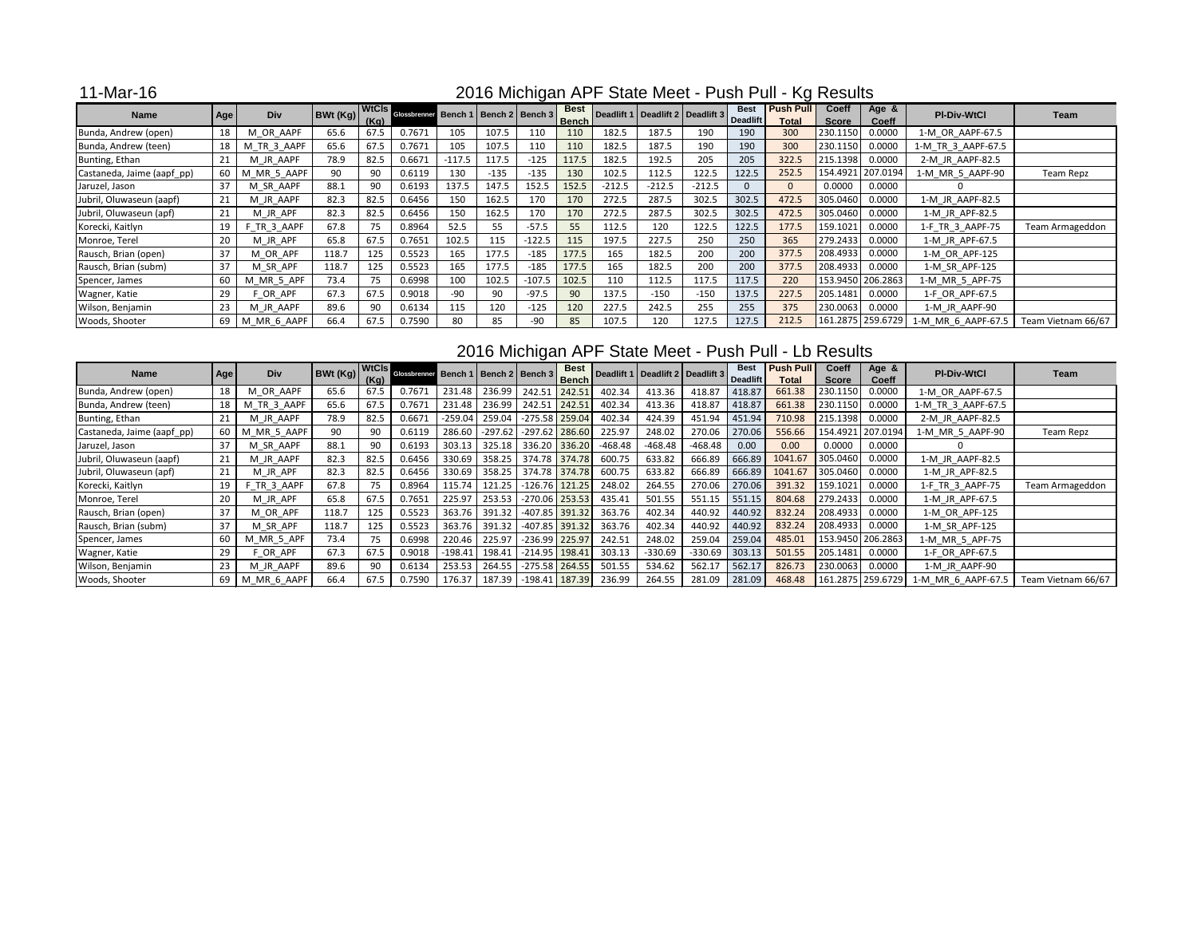11-Mar-16

# 2016 Michigan APF State Meet - Push Pull - Kg Results

| Name | Age | Div | BWt (Kg) | WtCls (Kg) | Glossbrenner | Bench 1 | Bench 2 | Bench 3 | Best Bench | Deadlift 1 | Deadlift 2 | Deadlift 3 | Best Deadlift | Push Pull Total | Coeff Score | Age & Coeff | Pl-Div-WtCl | Team |
|---|---|---|---|---|---|---|---|---|---|---|---|---|---|---|---|---|---|---|
| Bunda, Andrew (open) | 18 | M_OR_AAPF | 65.6 | 67.5 | 0.7671 | 105 | 107.5 | 110 | 110 | 182.5 | 187.5 | 190 | 190 | 300 | 230.1150 | 0.0000 | 1-M_OR_AAPF-67.5 | |
| Bunda, Andrew (teen) | 18 | M_TR_3_AAPF | 65.6 | 67.5 | 0.7671 | 105 | 107.5 | 110 | 110 | 182.5 | 187.5 | 190 | 190 | 300 | 230.1150 | 0.0000 | 1-M_TR_3_AAPF-67.5 | |
| Bunting, Ethan | 21 | M_JR_AAPF | 78.9 | 82.5 | 0.6671 | -117.5 | 117.5 | -125 | 117.5 | 182.5 | 192.5 | 205 | 205 | 322.5 | 215.1398 | 0.0000 | 2-M_JR_AAPF-82.5 | |
| Castaneda, Jaime (aapf_pp) | 60 | M_MR_5_AAPF | 90 | 90 | 0.6119 | 130 | -135 | -135 | 130 | 102.5 | 112.5 | 122.5 | 122.5 | 252.5 | 154.4921 | 207.0194 | 1-M_MR_5_AAPF-90 | Team Repz |
| Jaruzel, Jason | 37 | M_SR_AAPF | 88.1 | 90 | 0.6193 | 137.5 | 147.5 | 152.5 | 152.5 | -212.5 | -212.5 | -212.5 | 0 | 0 | 0.0000 | 0.0000 | 0 | |
| Jubril, Oluwaseun (aapf) | 21 | M_JR_AAPF | 82.3 | 82.5 | 0.6456 | 150 | 162.5 | 170 | 170 | 272.5 | 287.5 | 302.5 | 302.5 | 472.5 | 305.0460 | 0.0000 | 1-M_JR_AAPF-82.5 | |
| Jubril, Oluwaseun (apf) | 21 | M_JR_APF | 82.3 | 82.5 | 0.6456 | 150 | 162.5 | 170 | 170 | 272.5 | 287.5 | 302.5 | 302.5 | 472.5 | 305.0460 | 0.0000 | 1-M_JR_APF-82.5 | |
| Korecki, Kaitlyn | 19 | F_TR_3_AAPF | 67.8 | 75 | 0.8964 | 52.5 | 55 | -57.5 | 55 | 112.5 | 120 | 122.5 | 122.5 | 177.5 | 159.1021 | 0.0000 | 1-F_TR_3_AAPF-75 | Team Armageddon |
| Monroe, Terel | 20 | M_JR_APF | 65.8 | 67.5 | 0.7651 | 102.5 | 115 | -122.5 | 115 | 197.5 | 227.5 | 250 | 250 | 365 | 279.2433 | 0.0000 | 1-M_JR_APF-67.5 | |
| Rausch, Brian (open) | 37 | M_OR_APF | 118.7 | 125 | 0.5523 | 165 | 177.5 | -185 | 177.5 | 165 | 182.5 | 200 | 200 | 377.5 | 208.4933 | 0.0000 | 1-M_OR_APF-125 | |
| Rausch, Brian (subm) | 37 | M_SR_APF | 118.7 | 125 | 0.5523 | 165 | 177.5 | -185 | 177.5 | 165 | 182.5 | 200 | 200 | 377.5 | 208.4933 | 0.0000 | 1-M_SR_APF-125 | |
| Spencer, James | 60 | M_MR_5_APF | 73.4 | 75 | 0.6998 | 100 | 102.5 | -107.5 | 102.5 | 110 | 112.5 | 117.5 | 117.5 | 220 | 153.9450 | 206.2863 | 1-M_MR_5_APF-75 | |
| Wagner, Katie | 29 | F_OR_APF | 67.3 | 67.5 | 0.9018 | -90 | 90 | -97.5 | 90 | 137.5 | -150 | -150 | 137.5 | 227.5 | 205.1481 | 0.0000 | 1-F_OR_APF-67.5 | |
| Wilson, Benjamin | 23 | M_JR_AAPF | 89.6 | 90 | 0.6134 | 115 | 120 | -125 | 120 | 227.5 | 242.5 | 255 | 255 | 375 | 230.0063 | 0.0000 | 1-M_JR_AAPF-90 | |
| Woods, Shooter | 69 | M_MR_6_AAPF | 66.4 | 67.5 | 0.7590 | 80 | 85 | -90 | 85 | 107.5 | 120 | 127.5 | 127.5 | 212.5 | 161.2875 | 259.6729 | 1-M_MR_6_AAPF-67.5 | Team Vietnam 66/67 |

# 2016 Michigan APF State Meet - Push Pull - Lb Results

| Name | Age | Div | BWt (Kg) | WtCls (Kg) | Glossbrenner | Bench 1 | Bench 2 | Bench 3 | Best Bench | Deadlift 1 | Deadlift 2 | Deadlift 3 | Best Deadlift | Push Pull Total | Coeff Score | Age & Coeff | Pl-Div-WtCl | Team |
|---|---|---|---|---|---|---|---|---|---|---|---|---|---|---|---|---|---|---|
| Bunda, Andrew (open) | 18 | M_OR_AAPF | 65.6 | 67.5 | 0.7671 | 231.48 | 236.99 | 242.51 | 242.51 | 402.34 | 413.36 | 418.87 | 418.87 | 661.38 | 230.1150 | 0.0000 | 1-M_OR_AAPF-67.5 | |
| Bunda, Andrew (teen) | 18 | M_TR_3_AAPF | 65.6 | 67.5 | 0.7671 | 231.48 | 236.99 | 242.51 | 242.51 | 402.34 | 413.36 | 418.87 | 418.87 | 661.38 | 230.1150 | 0.0000 | 1-M_TR_3_AAPF-67.5 | |
| Bunting, Ethan | 21 | M_JR_AAPF | 78.9 | 82.5 | 0.6671 | -259.04 | 259.04 | -275.58 | 259.04 | 402.34 | 424.39 | 451.94 | 451.94 | 710.98 | 215.1398 | 0.0000 | 2-M_JR_AAPF-82.5 | |
| Castaneda, Jaime (aapf_pp) | 60 | M_MR_5_AAPF | 90 | 90 | 0.6119 | 286.60 | -297.62 | -297.62 | 286.60 | 225.97 | 248.02 | 270.06 | 270.06 | 556.66 | 154.4921 | 207.0194 | 1-M_MR_5_AAPF-90 | Team Repz |
| Jaruzel, Jason | 37 | M_SR_AAPF | 88.1 | 90 | 0.6193 | 303.13 | 325.18 | 336.20 | 336.20 | -468.48 | -468.48 | -468.48 | 0.00 | 0.00 | 0.0000 | 0.0000 | 0 | |
| Jubril, Oluwaseun (aapf) | 21 | M_JR_AAPF | 82.3 | 82.5 | 0.6456 | 330.69 | 358.25 | 374.78 | 374.78 | 600.75 | 633.82 | 666.89 | 666.89 | 1041.67 | 305.0460 | 0.0000 | 1-M_JR_AAPF-82.5 | |
| Jubril, Oluwaseun (apf) | 21 | M_JR_APF | 82.3 | 82.5 | 0.6456 | 330.69 | 358.25 | 374.78 | 374.78 | 600.75 | 633.82 | 666.89 | 666.89 | 1041.67 | 305.0460 | 0.0000 | 1-M_JR_APF-82.5 | |
| Korecki, Kaitlyn | 19 | F_TR_3_AAPF | 67.8 | 75 | 0.8964 | 115.74 | 121.25 | -126.76 | 121.25 | 248.02 | 264.55 | 270.06 | 270.06 | 391.32 | 159.1021 | 0.0000 | 1-F_TR_3_AAPF-75 | Team Armageddon |
| Monroe, Terel | 20 | M_JR_APF | 65.8 | 67.5 | 0.7651 | 225.97 | 253.53 | -270.06 | 253.53 | 435.41 | 501.55 | 551.15 | 551.15 | 804.68 | 279.2433 | 0.0000 | 1-M_JR_APF-67.5 | |
| Rausch, Brian (open) | 37 | M_OR_APF | 118.7 | 125 | 0.5523 | 363.76 | 391.32 | -407.85 | 391.32 | 363.76 | 402.34 | 440.92 | 440.92 | 832.24 | 208.4933 | 0.0000 | 1-M_OR_APF-125 | |
| Rausch, Brian (subm) | 37 | M_SR_APF | 118.7 | 125 | 0.5523 | 363.76 | 391.32 | -407.85 | 391.32 | 363.76 | 402.34 | 440.92 | 440.92 | 832.24 | 208.4933 | 0.0000 | 1-M_SR_APF-125 | |
| Spencer, James | 60 | M_MR_5_APF | 73.4 | 75 | 0.6998 | 220.46 | 225.97 | -236.99 | 225.97 | 242.51 | 248.02 | 259.04 | 259.04 | 485.01 | 153.9450 | 206.2863 | 1-M_MR_5_APF-75 | |
| Wagner, Katie | 29 | F_OR_APF | 67.3 | 67.5 | 0.9018 | -198.41 | 198.41 | -214.95 | 198.41 | 303.13 | -330.69 | -330.69 | 303.13 | 501.55 | 205.1481 | 0.0000 | 1-F_OR_APF-67.5 | |
| Wilson, Benjamin | 23 | M_JR_AAPF | 89.6 | 90 | 0.6134 | 253.53 | 264.55 | -275.58 | 264.55 | 501.55 | 534.62 | 562.17 | 562.17 | 826.73 | 230.0063 | 0.0000 | 1-M_JR_AAPF-90 | |
| Woods, Shooter | 69 | M_MR_6_AAPF | 66.4 | 67.5 | 0.7590 | 176.37 | 187.39 | -198.41 | 187.39 | 236.99 | 264.55 | 281.09 | 281.09 | 468.48 | 161.2875 | 259.6729 | 1-M_MR_6_AAPF-67.5 | Team Vietnam 66/67 |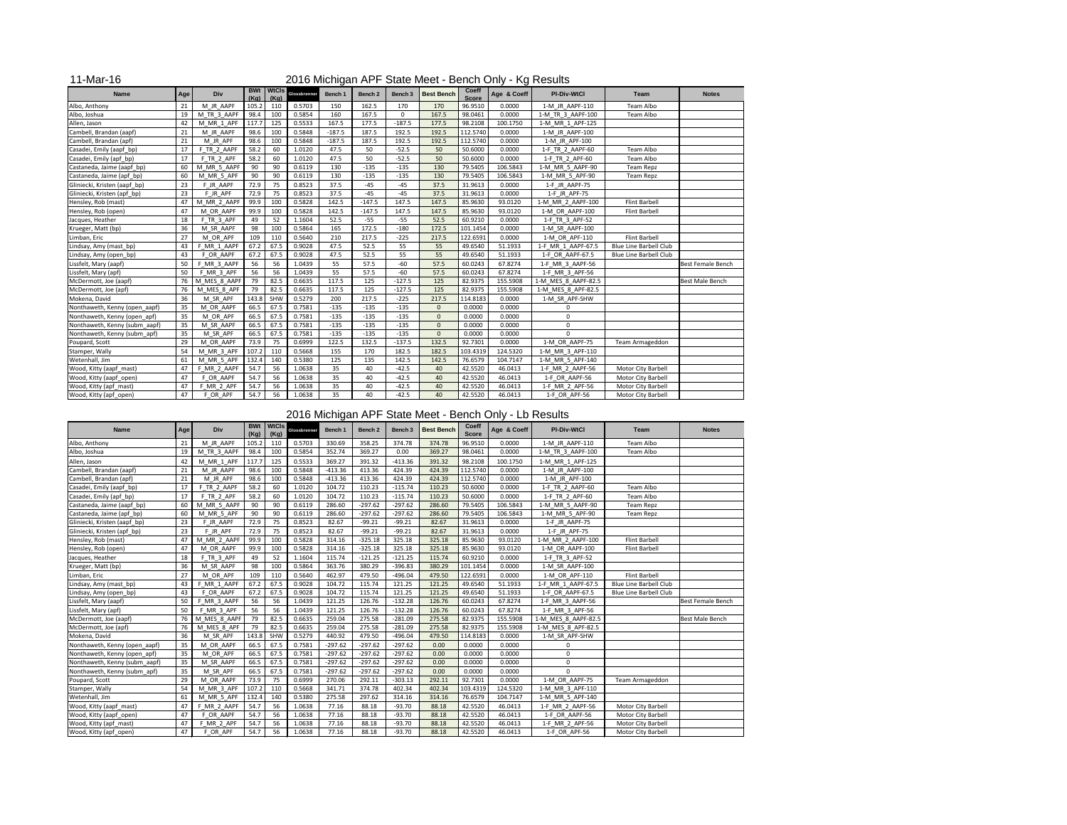11-Mar-16

## 2016 Michigan APF State Meet - Bench Only - Kg Results

| Name | Age | Div | BWt (Kg) | WtCls (Kg) | Glossbrenner | Bench 1 | Bench 2 | Bench 3 | Best Bench | Coeff Score | Age & Coeff | Pl-Div-WtCl | Team | Notes |
|---|---|---|---|---|---|---|---|---|---|---|---|---|---|---|
| Albo, Anthony | 21 | M_JR_AAPF | 105.2 | 110 | 0.5703 | 150 | 162.5 | 170 | 170 | 96.9510 | 0.0000 | 1-M_JR_AAPF-110 | Team Albo | |
| Albo, Joshua | 19 | M_TR_3_AAPF | 98.4 | 100 | 0.5854 | 160 | 167.5 | 0 | 167.5 | 98.0461 | 0.0000 | 1-M_TR_3_AAPF-100 | Team Albo | |
| Allen, Jason | 42 | M_MR_1_APF | 117.7 | 125 | 0.5533 | 167.5 | 177.5 | -187.5 | 177.5 | 98.2108 | 100.1750 | 1-M_MR_1_APF-125 | | |
| Cambell, Brandan (aapf) | 21 | M_JR_AAPF | 98.6 | 100 | 0.5848 | -187.5 | 187.5 | 192.5 | 192.5 | 112.5740 | 0.0000 | 1-M_JR_AAPF-100 | | |
| Cambell, Brandan (apf) | 21 | M_JR_APF | 98.6 | 100 | 0.5848 | -187.5 | 187.5 | 192.5 | 192.5 | 112.5740 | 0.0000 | 1-M_JR_APF-100 | | |
| Casadei, Emily (aapf_bp) | 17 | F_TR_2_AAPF | 58.2 | 60 | 1.0120 | 47.5 | 50 | -52.5 | 50 | 50.6000 | 0.0000 | 1-F_TR_2_AAPF-60 | Team Albo | |
| Casadei, Emily (apf_bp) | 17 | F_TR_2_APF | 58.2 | 60 | 1.0120 | 47.5 | 50 | -52.5 | 50 | 50.6000 | 0.0000 | 1-F_TR_2_APF-60 | Team Albo | |
| Castaneda, Jaime (aapf_bp) | 60 | M_MR_5_AAPF | 90 | 90 | 0.6119 | 130 | -135 | -135 | 130 | 79.5405 | 106.5843 | 1-M_MR_5_AAPF-90 | Team Repz | |
| Castaneda, Jaime (apf_bp) | 60 | M_MR_5_APF | 90 | 90 | 0.6119 | 130 | -135 | -135 | 130 | 79.5405 | 106.5843 | 1-M_MR_5_APF-90 | Team Repz | |
| Gliniecki, Kristen (aapf_bp) | 23 | F_JR_AAPF | 72.9 | 75 | 0.8523 | 37.5 | -45 | -45 | 37.5 | 31.9613 | 0.0000 | 1-F_JR_AAPF-75 | | |
| Gliniecki, Kristen (apf_bp) | 23 | F_JR_APF | 72.9 | 75 | 0.8523 | 37.5 | -45 | -45 | 37.5 | 31.9613 | 0.0000 | 1-F_JR_APF-75 | | |
| Hensley, Rob (mast) | 47 | M_MR_2_AAPF | 99.9 | 100 | 0.5828 | 142.5 | -147.5 | 147.5 | 147.5 | 85.9630 | 93.0120 | 1-M_MR_2_AAPF-100 | Flint Barbell | |
| Hensley, Rob (open) | 47 | M_OR_AAPF | 99.9 | 100 | 0.5828 | 142.5 | -147.5 | 147.5 | 147.5 | 85.9630 | 93.0120 | 1-M_OR_AAPF-100 | Flint Barbell | |
| Jacques, Heather | 18 | F_TR_3_APF | 49 | 52 | 1.1604 | 52.5 | -55 | -55 | 52.5 | 60.9210 | 0.0000 | 1-F_TR_3_APF-52 | | |
| Krueger, Matt (bp) | 36 | M_SR_AAPF | 98 | 100 | 0.5864 | 165 | 172.5 | -180 | 172.5 | 101.1454 | 0.0000 | 1-M_SR_AAPF-100 | | |
| Limban, Eric | 27 | M_OR_APF | 109 | 110 | 0.5640 | 210 | 217.5 | -225 | 217.5 | 122.6591 | 0.0000 | 1-M_OR_APF-110 | Flint Barbell | |
| Lindsay, Amy (mast_bp) | 43 | F_MR_1_AAPF | 67.2 | 67.5 | 0.9028 | 47.5 | 52.5 | 55 | 55 | 49.6540 | 51.1933 | 1-F_MR_1_AAPF-67.5 | Blue Line Barbell Club | |
| Lindsay, Amy (open_bp) | 43 | F_OR_AAPF | 67.2 | 67.5 | 0.9028 | 47.5 | 52.5 | 55 | 55 | 49.6540 | 51.1933 | 1-F_OR_AAPF-67.5 | Blue Line Barbell Club | |
| Lissfelt, Mary (aapf) | 50 | F_MR_3_AAPF | 56 | 56 | 1.0439 | 55 | 57.5 | -60 | 57.5 | 60.0243 | 67.8274 | 1-F_MR_3_AAPF-56 | | Best Female Bench |
| Lissfelt, Mary (apf) | 50 | F_MR_3_APF | 56 | 56 | 1.0439 | 55 | 57.5 | -60 | 57.5 | 60.0243 | 67.8274 | 1-F_MR_3_APF-56 | | |
| McDermott, Joe (aapf) | 76 | M_MES_8_AAPF | 79 | 82.5 | 0.6635 | 117.5 | 125 | -127.5 | 125 | 82.9375 | 155.5908 | 1-M_MES_8_AAPF-82.5 | | Best Male Bench |
| McDermott, Joe (apf) | 76 | M_MES_8_APF | 79 | 82.5 | 0.6635 | 117.5 | 125 | -127.5 | 125 | 82.9375 | 155.5908 | 1-M_MES_8_APF-82.5 | | |
| Mokena, David | 36 | M_SR_APF | 143.8 | SHW | 0.5279 | 200 | 217.5 | -225 | 217.5 | 114.8183 | 0.0000 | 1-M_SR_APF-SHW | | |
| Nonthaweth, Kenny (open_aapf) | 35 | M_OR_AAPF | 66.5 | 67.5 | 0.7581 | -135 | -135 | -135 | 0 | 0.0000 | 0.0000 | 0 | | |
| Nonthaweth, Kenny (open_apf) | 35 | M_OR_APF | 66.5 | 67.5 | 0.7581 | -135 | -135 | -135 | 0 | 0.0000 | 0.0000 | 0 | | |
| Nonthaweth, Kenny (subm_aapf) | 35 | M_SR_AAPF | 66.5 | 67.5 | 0.7581 | -135 | -135 | -135 | 0 | 0.0000 | 0.0000 | 0 | | |
| Nonthaweth, Kenny (subm_apf) | 35 | M_SR_APF | 66.5 | 67.5 | 0.7581 | -135 | -135 | -135 | 0 | 0.0000 | 0.0000 | 0 | | |
| Poupard, Scott | 29 | M_OR_AAPF | 73.9 | 75 | 0.6999 | 122.5 | 132.5 | -137.5 | 132.5 | 92.7301 | 0.0000 | 1-M_OR_AAPF-75 | Team Armageddon | |
| Stamper, Wally | 54 | M_MR_3_APF | 107.2 | 110 | 0.5668 | 155 | 170 | 182.5 | 182.5 | 103.4319 | 124.5320 | 1-M_MR_3_APF-110 | | |
| Wetenhall, Jim | 61 | M_MR_5_APF | 132.4 | 140 | 0.5380 | 125 | 135 | 142.5 | 142.5 | 76.6579 | 104.7147 | 1-M_MR_5_APF-140 | | |
| Wood, Kitty (aapf_mast) | 47 | F_MR_2_AAPF | 54.7 | 56 | 1.0638 | 35 | 40 | -42.5 | 40 | 42.5520 | 46.0413 | 1-F_MR_2_AAPF-56 | Motor City Barbell | |
| Wood, Kitty (aapf_open) | 47 | F_OR_AAPF | 54.7 | 56 | 1.0638 | 35 | 40 | -42.5 | 40 | 42.5520 | 46.0413 | 1-F_OR_AAPF-56 | Motor City Barbell | |
| Wood, Kitty (apf_mast) | 47 | F_MR_2_APF | 54.7 | 56 | 1.0638 | 35 | 40 | -42.5 | 40 | 42.5520 | 46.0413 | 1-F_MR_2_APF-56 | Motor City Barbell | |
| Wood, Kitty (apf_open) | 47 | F_OR_APF | 54.7 | 56 | 1.0638 | 35 | 40 | -42.5 | 40 | 42.5520 | 46.0413 | 1-F_OR_APF-56 | Motor City Barbell | |

## 2016 Michigan APF State Meet - Bench Only - Lb Results

| Name | Age | Div | BWt (Kg) | WtCls (Kg) | Glossbrenner | Bench 1 | Bench 2 | Bench 3 | Best Bench | Coeff Score | Age & Coeff | Pl-Div-WtCl | Team | Notes |
|---|---|---|---|---|---|---|---|---|---|---|---|---|---|---|
| Albo, Anthony | 21 | M_JR_AAPF | 105.2 | 110 | 0.5703 | 330.69 | 358.25 | 374.78 | 374.78 | 96.9510 | 0.0000 | 1-M_JR_AAPF-110 | Team Albo | |
| Albo, Joshua | 19 | M_TR_3_AAPF | 98.4 | 100 | 0.5854 | 352.74 | 369.27 | 0.00 | 369.27 | 98.0461 | 0.0000 | 1-M_TR_3_AAPF-100 | Team Albo | |
| Allen, Jason | 42 | M_MR_1_APF | 117.7 | 125 | 0.5533 | 369.27 | 391.32 | -413.36 | 391.32 | 98.2108 | 100.1750 | 1-M_MR_1_APF-125 | | |
| Cambell, Brandan (aapf) | 21 | M_JR_AAPF | 98.6 | 100 | 0.5848 | -413.36 | 413.36 | 424.39 | 424.39 | 112.5740 | 0.0000 | 1-M_JR_AAPF-100 | | |
| Cambell, Brandan (apf) | 21 | M_JR_APF | 98.6 | 100 | 0.5848 | -413.36 | 413.36 | 424.39 | 424.39 | 112.5740 | 0.0000 | 1-M_JR_APF-100 | | |
| Casadei, Emily (aapf_bp) | 17 | F_TR_2_AAPF | 58.2 | 60 | 1.0120 | 104.72 | 110.23 | -115.74 | 110.23 | 50.6000 | 0.0000 | 1-F_TR_2_AAPF-60 | Team Albo | |
| Casadei, Emily (apf_bp) | 17 | F_TR_2_APF | 58.2 | 60 | 1.0120 | 104.72 | 110.23 | -115.74 | 110.23 | 50.6000 | 0.0000 | 1-F_TR_2_APF-60 | Team Albo | |
| Castaneda, Jaime (aapf_bp) | 60 | M_MR_5_AAPF | 90 | 90 | 0.6119 | 286.60 | -297.62 | -297.62 | 286.60 | 79.5405 | 106.5843 | 1-M_MR_5_AAPF-90 | Team Repz | |
| Castaneda, Jaime (apf_bp) | 60 | M_MR_5_APF | 90 | 90 | 0.6119 | 286.60 | -297.62 | -297.62 | 286.60 | 79.5405 | 106.5843 | 1-M_MR_5_APF-90 | Team Repz | |
| Gliniecki, Kristen (aapf_bp) | 23 | F_JR_AAPF | 72.9 | 75 | 0.8523 | 82.67 | -99.21 | -99.21 | 82.67 | 31.9613 | 0.0000 | 1-F_JR_AAPF-75 | | |
| Gliniecki, Kristen (apf_bp) | 23 | F_JR_APF | 72.9 | 75 | 0.8523 | 82.67 | -99.21 | -99.21 | 82.67 | 31.9613 | 0.0000 | 1-F_JR_APF-75 | | |
| Hensley, Rob (mast) | 47 | M_MR_2_AAPF | 99.9 | 100 | 0.5828 | 314.16 | -325.18 | 325.18 | 325.18 | 85.9630 | 93.0120 | 1-M_MR_2_AAPF-100 | Flint Barbell | |
| Hensley, Rob (open) | 47 | M_OR_AAPF | 99.9 | 100 | 0.5828 | 314.16 | -325.18 | 325.18 | 325.18 | 85.9630 | 93.0120 | 1-M_OR_AAPF-100 | Flint Barbell | |
| Jacques, Heather | 18 | F_TR_3_APF | 49 | 52 | 1.1604 | 115.74 | -121.25 | -121.25 | 115.74 | 60.9210 | 0.0000 | 1-F_TR_3_APF-52 | | |
| Krueger, Matt (bp) | 36 | M_SR_AAPF | 98 | 100 | 0.5864 | 363.76 | 380.29 | -396.83 | 380.29 | 101.1454 | 0.0000 | 1-M_SR_AAPF-100 | | |
| Limban, Eric | 27 | M_OR_APF | 109 | 110 | 0.5640 | 462.97 | 479.50 | -496.04 | 479.50 | 122.6591 | 0.0000 | 1-M_OR_APF-110 | Flint Barbell | |
| Lindsay, Amy (mast_bp) | 43 | F_MR_1_AAPF | 67.2 | 67.5 | 0.9028 | 104.72 | 115.74 | 121.25 | 121.25 | 49.6540 | 51.1933 | 1-F_MR_1_AAPF-67.5 | Blue Line Barbell Club | |
| Lindsay, Amy (open_bp) | 43 | F_OR_AAPF | 67.2 | 67.5 | 0.9028 | 104.72 | 115.74 | 121.25 | 121.25 | 49.6540 | 51.1933 | 1-F_OR_AAPF-67.5 | Blue Line Barbell Club | |
| Lissfelt, Mary (aapf) | 50 | F_MR_3_AAPF | 56 | 56 | 1.0439 | 121.25 | 126.76 | -132.28 | 126.76 | 60.0243 | 67.8274 | 1-F_MR_3_AAPF-56 | | Best Female Bench |
| Lissfelt, Mary (apf) | 50 | F_MR_3_APF | 56 | 56 | 1.0439 | 121.25 | 126.76 | -132.28 | 126.76 | 60.0243 | 67.8274 | 1-F_MR_3_APF-56 | | |
| McDermott, Joe (aapf) | 76 | M_MES_8_AAPF | 79 | 82.5 | 0.6635 | 259.04 | 275.58 | -281.09 | 275.58 | 82.9375 | 155.5908 | 1-M_MES_8_AAPF-82.5 | | Best Male Bench |
| McDermott, Joe (apf) | 76 | M_MES_8_APF | 79 | 82.5 | 0.6635 | 259.04 | 275.58 | -281.09 | 275.58 | 82.9375 | 155.5908 | 1-M_MES_8_APF-82.5 | | |
| Mokena, David | 36 | M_SR_APF | 143.8 | SHW | 0.5279 | 440.92 | 479.50 | -496.04 | 479.50 | 114.8183 | 0.0000 | 1-M_SR_APF-SHW | | |
| Nonthaweth, Kenny (open_aapf) | 35 | M_OR_AAPF | 66.5 | 67.5 | 0.7581 | -297.62 | -297.62 | -297.62 | 0.00 | 0.0000 | 0.0000 | 0 | | |
| Nonthaweth, Kenny (open_apf) | 35 | M_OR_APF | 66.5 | 67.5 | 0.7581 | -297.62 | -297.62 | -297.62 | 0.00 | 0.0000 | 0.0000 | 0 | | |
| Nonthaweth, Kenny (subm_aapf) | 35 | M_SR_AAPF | 66.5 | 67.5 | 0.7581 | -297.62 | -297.62 | -297.62 | 0.00 | 0.0000 | 0.0000 | 0 | | |
| Nonthaweth, Kenny (subm_apf) | 35 | M_SR_APF | 66.5 | 67.5 | 0.7581 | -297.62 | -297.62 | -297.62 | 0.00 | 0.0000 | 0.0000 | 0 | | |
| Poupard, Scott | 29 | M_OR_AAPF | 73.9 | 75 | 0.6999 | 270.06 | 292.11 | -303.13 | 292.11 | 92.7301 | 0.0000 | 1-M_OR_AAPF-75 | Team Armageddon | |
| Stamper, Wally | 54 | M_MR_3_APF | 107.2 | 110 | 0.5668 | 341.71 | 374.78 | 402.34 | 402.34 | 103.4319 | 124.5320 | 1-M_MR_3_APF-110 | | |
| Wetenhall, Jim | 61 | M_MR_5_APF | 132.4 | 140 | 0.5380 | 275.58 | 297.62 | 314.16 | 314.16 | 76.6579 | 104.7147 | 1-M_MR_5_APF-140 | | |
| Wood, Kitty (aapf_mast) | 47 | F_MR_2_AAPF | 54.7 | 56 | 1.0638 | 77.16 | 88.18 | -93.70 | 88.18 | 42.5520 | 46.0413 | 1-F_MR_2_AAPF-56 | Motor City Barbell | |
| Wood, Kitty (aapf_open) | 47 | F_OR_AAPF | 54.7 | 56 | 1.0638 | 77.16 | 88.18 | -93.70 | 88.18 | 42.5520 | 46.0413 | 1-F_OR_AAPF-56 | Motor City Barbell | |
| Wood, Kitty (apf_mast) | 47 | F_MR_2_APF | 54.7 | 56 | 1.0638 | 77.16 | 88.18 | -93.70 | 88.18 | 42.5520 | 46.0413 | 1-F_MR_2_APF-56 | Motor City Barbell | |
| Wood, Kitty (apf_open) | 47 | F_OR_APF | 54.7 | 56 | 1.0638 | 77.16 | 88.18 | -93.70 | 88.18 | 42.5520 | 46.0413 | 1-F_OR_APF-56 | Motor City Barbell | |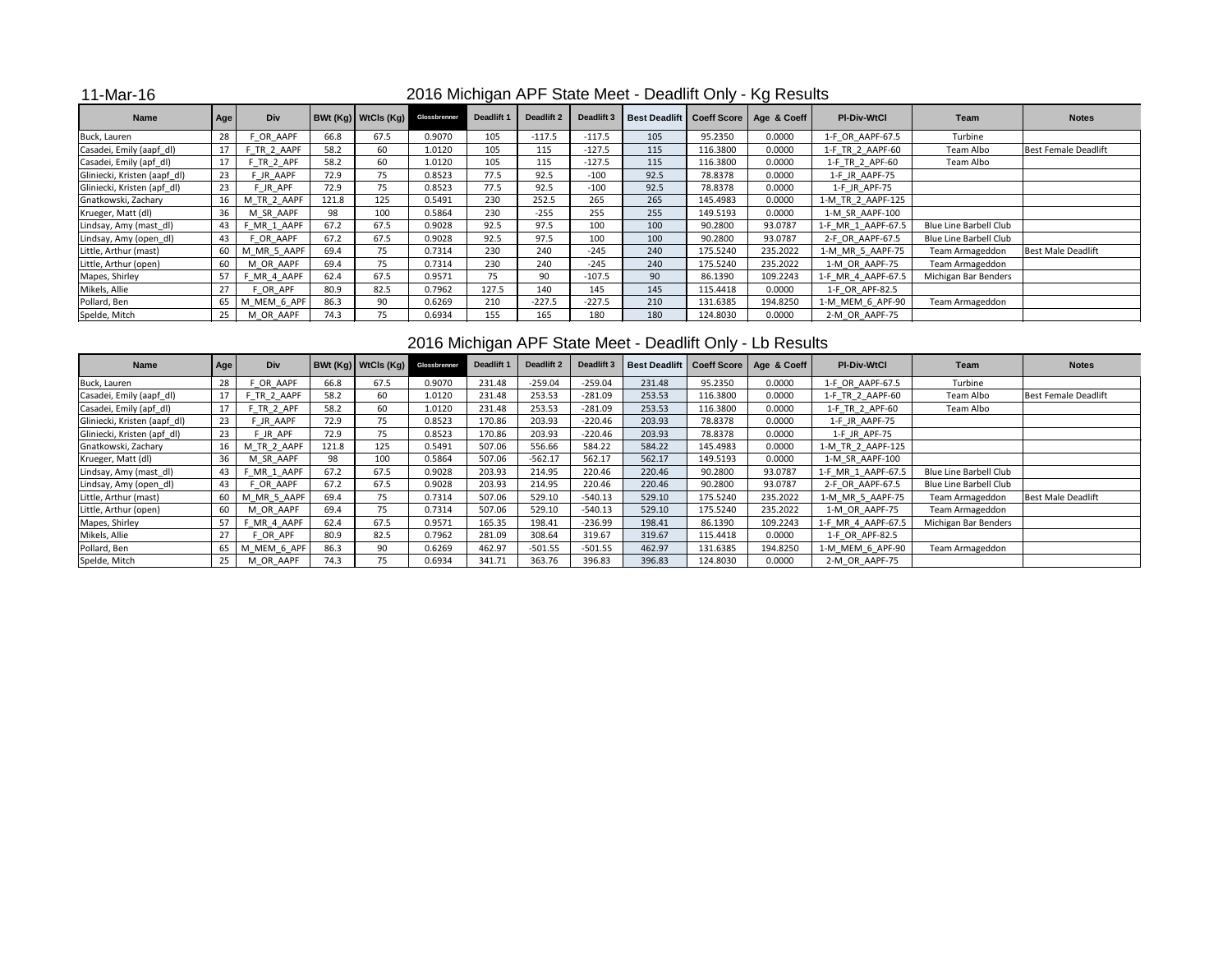11-Mar-16

# 2016 Michigan APF State Meet - Deadlift Only - Kg Results

| Name | Age | Div | BWt (Kg) | WtCls (Kg) | Glossbrenner | Deadlift 1 | Deadlift 2 | Deadlift 3 | Best Deadlift | Coeff Score | Age & Coeff | Pl-Div-WtCl | Team | Notes |
|---|---|---|---|---|---|---|---|---|---|---|---|---|---|---|
| Buck, Lauren | 28 | F_OR_AAPF | 66.8 | 67.5 | 0.9070 | 105 | -117.5 | -117.5 | 105 | 95.2350 | 0.0000 | 1-F_OR_AAPF-67.5 | Turbine | |
| Casadei, Emily (aapf_dl) | 17 | F_TR_2_AAPF | 58.2 | 60 | 1.0120 | 105 | 115 | -127.5 | 115 | 116.3800 | 0.0000 | 1-F_TR_2_AAPF-60 | Team Albo | Best Female Deadlift |
| Casadei, Emily (apf_dl) | 17 | F_TR_2_APF | 58.2 | 60 | 1.0120 | 105 | 115 | -127.5 | 115 | 116.3800 | 0.0000 | 1-F_TR_2_APF-60 | Team Albo | |
| Gliniecki, Kristen (aapf_dl) | 23 | F_JR_AAPF | 72.9 | 75 | 0.8523 | 77.5 | 92.5 | -100 | 92.5 | 78.8378 | 0.0000 | 1-F_JR_AAPF-75 | | |
| Gliniecki, Kristen (apf_dl) | 23 | F_JR_APF | 72.9 | 75 | 0.8523 | 77.5 | 92.5 | -100 | 92.5 | 78.8378 | 0.0000 | 1-F_JR_APF-75 | | |
| Gnatkowski, Zachary | 16 | M_TR_2_AAPF | 121.8 | 125 | 0.5491 | 230 | 252.5 | 265 | 265 | 145.4983 | 0.0000 | 1-M_TR_2_AAPF-125 | | |
| Krueger, Matt (dl) | 36 | M_SR_AAPF | 98 | 100 | 0.5864 | 230 | -255 | 255 | 255 | 149.5193 | 0.0000 | 1-M_SR_AAPF-100 | | |
| Lindsay, Amy (mast_dl) | 43 | F_MR_1_AAPF | 67.2 | 67.5 | 0.9028 | 92.5 | 97.5 | 100 | 100 | 90.2800 | 93.0787 | 1-F_MR_1_AAPF-67.5 | Blue Line Barbell Club | |
| Lindsay, Amy (open_dl) | 43 | F_OR_AAPF | 67.2 | 67.5 | 0.9028 | 92.5 | 97.5 | 100 | 100 | 90.2800 | 93.0787 | 2-F_OR_AAPF-67.5 | Blue Line Barbell Club | |
| Little, Arthur (mast) | 60 | M_MR_5_AAPF | 69.4 | 75 | 0.7314 | 230 | 240 | -245 | 240 | 175.5240 | 235.2022 | 1-M_MR_5_AAPF-75 | Team Armageddon | Best Male Deadlift |
| Little, Arthur (open) | 60 | M_OR_AAPF | 69.4 | 75 | 0.7314 | 230 | 240 | -245 | 240 | 175.5240 | 235.2022 | 1-M_OR_AAPF-75 | Team Armageddon | |
| Mapes, Shirley | 57 | F_MR_4_AAPF | 62.4 | 67.5 | 0.9571 | 75 | 90 | -107.5 | 90 | 86.1390 | 109.2243 | 1-F_MR_4_AAPF-67.5 | Michigan Bar Benders | |
| Mikels, Allie | 27 | F_OR_APF | 80.9 | 82.5 | 0.7962 | 127.5 | 140 | 145 | 145 | 115.4418 | 0.0000 | 1-F_OR_APF-82.5 | | |
| Pollard, Ben | 65 | M_MEM_6_APF | 86.3 | 90 | 0.6269 | 210 | -227.5 | -227.5 | 210 | 131.6385 | 194.8250 | 1-M_MEM_6_APF-90 | Team Armageddon | |
| Spelde, Mitch | 25 | M_OR_AAPF | 74.3 | 75 | 0.6934 | 155 | 165 | 180 | 180 | 124.8030 | 0.0000 | 2-M_OR_AAPF-75 | | |

# 2016 Michigan APF State Meet - Deadlift Only - Lb Results

| Name | Age | Div | BWt (Kg) | WtCls (Kg) | Glossbrenner | Deadlift 1 | Deadlift 2 | Deadlift 3 | Best Deadlift | Coeff Score | Age & Coeff | Pl-Div-WtCl | Team | Notes |
|---|---|---|---|---|---|---|---|---|---|---|---|---|---|---|
| Buck, Lauren | 28 | F_OR_AAPF | 66.8 | 67.5 | 0.9070 | 231.48 | -259.04 | -259.04 | 231.48 | 95.2350 | 0.0000 | 1-F_OR_AAPF-67.5 | Turbine | |
| Casadei, Emily (aapf_dl) | 17 | F_TR_2_AAPF | 58.2 | 60 | 1.0120 | 231.48 | 253.53 | -281.09 | 253.53 | 116.3800 | 0.0000 | 1-F_TR_2_AAPF-60 | Team Albo | Best Female Deadlift |
| Casadei, Emily (apf_dl) | 17 | F_TR_2_APF | 58.2 | 60 | 1.0120 | 231.48 | 253.53 | -281.09 | 253.53 | 116.3800 | 0.0000 | 1-F_TR_2_APF-60 | Team Albo | |
| Gliniecki, Kristen (aapf_dl) | 23 | F_JR_AAPF | 72.9 | 75 | 0.8523 | 170.86 | 203.93 | -220.46 | 203.93 | 78.8378 | 0.0000 | 1-F_JR_AAPF-75 | | |
| Gliniecki, Kristen (apf_dl) | 23 | F_JR_APF | 72.9 | 75 | 0.8523 | 170.86 | 203.93 | -220.46 | 203.93 | 78.8378 | 0.0000 | 1-F_JR_APF-75 | | |
| Gnatkowski, Zachary | 16 | M_TR_2_AAPF | 121.8 | 125 | 0.5491 | 507.06 | 556.66 | 584.22 | 584.22 | 145.4983 | 0.0000 | 1-M_TR_2_AAPF-125 | | |
| Krueger, Matt (dl) | 36 | M_SR_AAPF | 98 | 100 | 0.5864 | 507.06 | -562.17 | 562.17 | 562.17 | 149.5193 | 0.0000 | 1-M_SR_AAPF-100 | | |
| Lindsay, Amy (mast_dl) | 43 | F_MR_1_AAPF | 67.2 | 67.5 | 0.9028 | 203.93 | 214.95 | 220.46 | 220.46 | 90.2800 | 93.0787 | 1-F_MR_1_AAPF-67.5 | Blue Line Barbell Club | |
| Lindsay, Amy (open_dl) | 43 | F_OR_AAPF | 67.2 | 67.5 | 0.9028 | 203.93 | 214.95 | 220.46 | 220.46 | 90.2800 | 93.0787 | 2-F_OR_AAPF-67.5 | Blue Line Barbell Club | |
| Little, Arthur (mast) | 60 | M_MR_5_AAPF | 69.4 | 75 | 0.7314 | 507.06 | 529.10 | -540.13 | 529.10 | 175.5240 | 235.2022 | 1-M_MR_5_AAPF-75 | Team Armageddon | Best Male Deadlift |
| Little, Arthur (open) | 60 | M_OR_AAPF | 69.4 | 75 | 0.7314 | 507.06 | 529.10 | -540.13 | 529.10 | 175.5240 | 235.2022 | 1-M_OR_AAPF-75 | Team Armageddon | |
| Mapes, Shirley | 57 | F_MR_4_AAPF | 62.4 | 67.5 | 0.9571 | 165.35 | 198.41 | -236.99 | 198.41 | 86.1390 | 109.2243 | 1-F_MR_4_AAPF-67.5 | Michigan Bar Benders | |
| Mikels, Allie | 27 | F_OR_APF | 80.9 | 82.5 | 0.7962 | 281.09 | 308.64 | 319.67 | 319.67 | 115.4418 | 0.0000 | 1-F_OR_APF-82.5 | | |
| Pollard, Ben | 65 | M_MEM_6_APF | 86.3 | 90 | 0.6269 | 462.97 | -501.55 | -501.55 | 462.97 | 131.6385 | 194.8250 | 1-M_MEM_6_APF-90 | Team Armageddon | |
| Spelde, Mitch | 25 | M_OR_AAPF | 74.3 | 75 | 0.6934 | 341.71 | 363.76 | 396.83 | 396.83 | 124.8030 | 0.0000 | 2-M_OR_AAPF-75 | | |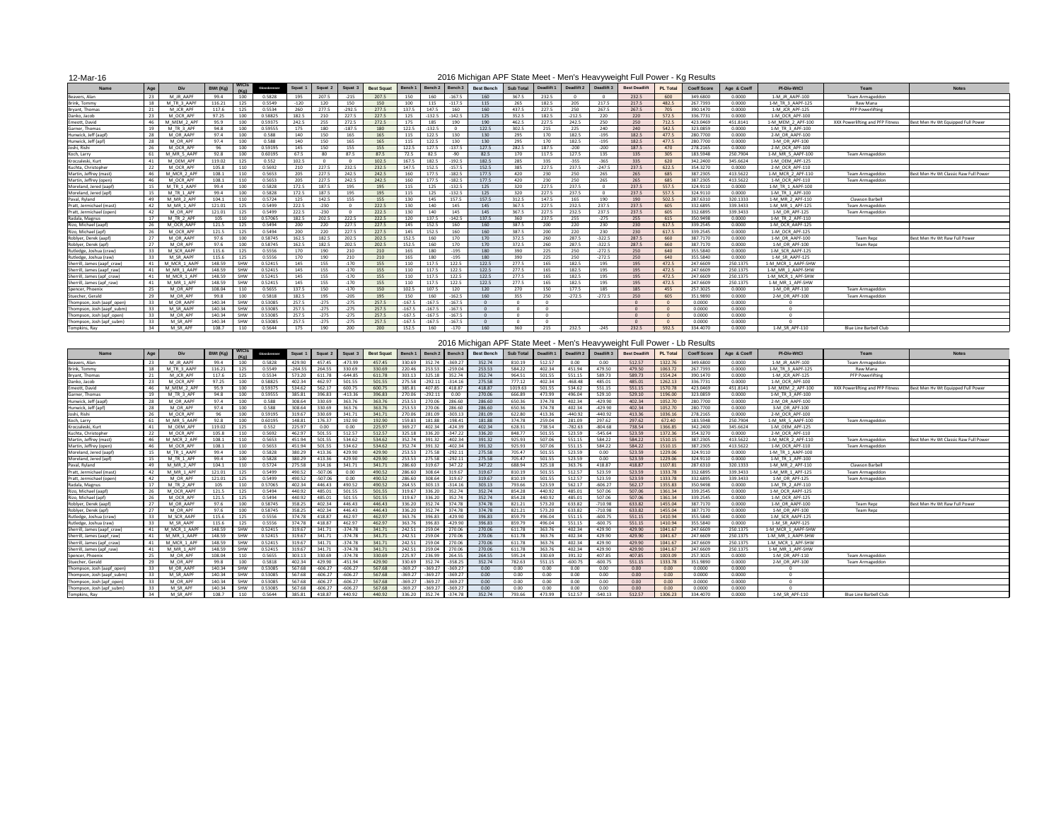12-Mar-16

# 2016 Michigan APF State Meet - Men's Heavyweight Full Power - Kg Results

| Name | Age | Div | BWt (Kg) | WtCls (Kg) | Glossbrenner | Squat 1 | Squat 2 | Squat 3 | Best Squat | Bench 1 | Bench 2 | Bench 3 | Best Bench | Sub Total | Deadlift 1 | Deadlift 2 | Deadlift 3 | Best Deadlift | PL Total | Coeff Score | Age & Coeff | Pl-Div-WtCl | Team | Notes |
|---|---|---|---|---|---|---|---|---|---|---|---|---|---|---|---|---|---|---|---|---|---|---|---|---|
| Beavers, Alan | 23 | M_JR_AAPF | 99.4 | 100 | 0.5828 | 195 | 207.5 | -215 | 207.5 | 150 | 160 | -167.5 | 160 | 367.5 | 232.5 | 0 | 0 | 232.5 | 600 | 349.6800 | 0.0000 | 1-M_JR_AAPF-100 | Team Armageddon | |
| Brink, Tommy | 18 | M_TR_3_AAPF | 116.21 | 125 | 0.5549 | -120 | 120 | 150 | 150 | 100 | 115 | -117.5 | 115 | 265 | 182.5 | 205 | 217.5 | 217.5 | 482.5 | 267.7393 | 0.0000 | 1-M_TR_3_AAPF-125 | Raw Mana | |
| Bryant, Thomas | 21 | M_JCR_APF | 117.6 | 125 | 0.5534 | 260 | 277.5 | -292.5 | 277.5 | 137.5 | 147.5 | 160 | 160 | 437.5 | 227.5 | 250 | 267.5 | 267.5 | 705 | 390.1470 | 0.0000 | 1-M_JCR_APF-125 | PFP Powerlifting | |
| Danko, Jacob | 23 | M_OCR_APF | 97.25 | 100 | 0.58825 | 182.5 | 210 | 227.5 | 227.5 | 125 | -132.5 | -142.5 | 125 | 352.5 | 182.5 | -212.5 | 220 | 220 | 572.5 | 336.7731 | 0.0000 | 1-M_OCR_APF-100 | | |
| Emeott, David | 46 | M_MEM_2_APF | 95.9 | 100 | 0.59375 | 242.5 | 255 | 272.5 | 272.5 | 175 | 185 | 190 | 190 | 462.5 | 227.5 | 242.5 | 250 | 250 | 712.5 | 423.0469 | 451.8141 | 1-M_MEM_2_APF-100 | XXX Powerlifting and PFP Fitness | Best Men Hv Wt Equipped Full Power |
| Garner, Thomas | 19 | M_TR_3_APF | 94.8 | 100 | 0.59555 | 175 | 180 | -187.5 | 180 | 122.5 | -132.5 | 0 | 122.5 | 302.5 | 215 | 225 | 240 | 240 | 542.5 | 323.0859 | 0.0000 | 1-M_TR_3_APF-100 | | |
| Hunwick, Jeff (aapf) | 28 | M_OR_AAPF | 97.4 | 100 | 0.588 | 140 | 150 | 165 | 165 | 115 | 122.5 | 130 | 130 | 295 | 170 | 182.5 | -195 | 182.5 | 477.5 | 280.7700 | 0.0000 | 2-M_OR_AAPF-100 | | |
| Hunwick, Jeff (apf) | 28 | M_OR_APF | 97.4 | 100 | 0.588 | 140 | 150 | 165 | 165 | 115 | 122.5 | 130 | 130 | 295 | 170 | 182.5 | -195 | 182.5 | 477.5 | 280.7700 | 0.0000 | 3-M_OR_APF-100 | | |
| Joshi, Rishi | 26 | M_OCR_APF | 96 | 100 | 0.59195 | 145 | 150 | 155 | 155 | 122.5 | 127.5 | -137.5 | 127.5 | 282.5 | 187.5 | -200 | -200 | 187.5 | 470 | 278.2165 | 0.0000 | 2-M_OCR_APF-100 | | |
| Koch, Larry | 61 | M_MR_5_AAPF | 92.8 | 100 | 0.60195 | 67.5 | 80 | 87.5 | 87.5 | 72.5 | 82.5 | -90 | 82.5 | 170 | 117.5 | 127.5 | 135 | 135 | 305 | 183.5948 | 250.7904 | 1-M_MR_5_AAPF-100 | Team Armageddon | |
| Kroczaleski, Kurt | 41 | M_OEM_APF | 119.02 | 125 | 0.552 | 102.5 | 0 | 0 | 102.5 | 167.5 | 182.5 | -192.5 | 182.5 | 285 | 335 | -355 | -365 | 335 | 620 | 342.2400 | 345.6624 | 1-M_OEM_APF-125 | | |
| Kuchta, Christopher | 22 | M_OCR_APF | 105.8 | 110 | 0.5692 | 210 | 227.5 | 232.5 | 232.5 | 147.5 | 152.5 | -157.5 | 152.5 | 385 | 227.5 | 237.5 | -247.5 | 237.5 | 622.5 | 354.3270 | 0.0000 | 2-M_OCR_APF-110 | | |
| Martin, Jeffrey (mast) | 46 | M_MCR_2_APF | 108.1 | 110 | 0.5653 | 205 | 227.5 | 242.5 | 242.5 | 160 | 177.5 | -182.5 | 177.5 | 420 | 230 | 250 | 265 | 265 | 685 | 387.2305 | 413.5622 | 1-M_MCR_2_APF-110 | Team Armageddon | Best Men Hv Wt Classic Raw Full Power |
| Martin, Jeffrey (open) | 46 | M_OCR_APF | 108.1 | 110 | 0.5653 | 205 | 227.5 | 242.5 | 242.5 | 160 | 177.5 | -182.5 | 177.5 | 420 | 230 | 250 | 265 | 265 | 685 | 387.2305 | 413.5622 | 1-M_OCR_APF-110 | Team Armageddon | |
| Moreland, Jered (aapf) | 15 | M_TR_1_AAPF | 99.4 | 100 | 0.5828 | 172.5 | 187.5 | 195 | 195 | 115 | 125 | -132.5 | 125 | 320 | 227.5 | 237.5 | 0 | 237.5 | 557.5 | 324.9110 | 0.0000 | 1-M_TR_1_AAPF-100 | | |
| Moreland, Jered (apf) | 15 | M_TR_1_APF | 99.4 | 100 | 0.5828 | 172.5 | 187.5 | 195 | 195 | 115 | 125 | -132.5 | 125 | 320 | 227.5 | 237.5 | 0 | 237.5 | 557.5 | 324.9110 | 0.0000 | 1-M_TR_1_APF-100 | | |
| Paval, Ryland | 49 | M_MR_2_APF | 104.1 | 110 | 0.5724 | 125 | 142.5 | 155 | 155 | 130 | 145 | 157.5 | 157.5 | 312.5 | 147.5 | 165 | 190 | 190 | 502.5 | 287.6310 | 320.1333 | 1-M_MR_2_APF-110 | Clawson Barbell | |
| Pratt, Jermichael (mast) | 42 | M_MR_1_APF | 121.01 | 125 | 0.5499 | 222.5 | -230 | 0 | 222.5 | 130 | 140 | 145 | 145 | 367.5 | 227.5 | 232.5 | 237.5 | 237.5 | 605 | 332.6895 | 339.3433 | 1-M_MR_1_APF-125 | Team Armageddon | |
| Pratt, Jermichael (open) | 42 | M_OR_APF | 121.01 | 125 | 0.5499 | 222.5 | -230 | 0 | 222.5 | 130 | 140 | 145 | 145 | 367.5 | 227.5 | 232.5 | 237.5 | 237.5 | 605 | 332.6895 | 339.3433 | 1-M_OR_APF-125 | Team Armageddon | |
| Radala, Magnus | 17 | M_TR_2_APF | 105 | 110 | 0.57065 | 182.5 | 202.5 | 222.5 | 222.5 | 120 | 137.5 | -142.5 | 137.5 | 360 | 237.5 | 255 | -275 | 255 | 615 | 350.9498 | 0.0000 | 1-M_TR_2_APF-110 | | |
| Rizo, Michael (aapf) | 26 | M_OCR_AAPF | 121.5 | 125 | 0.5494 | 200 | 220 | 227.5 | 227.5 | 145 | 152.5 | 160 | 160 | 387.5 | 200 | 220 | 230 | 230 | 617.5 | 339.2545 | 0.0000 | 1-M_OCR_AAPF-125 | | |
| Rizo, Michael (apf) | 26 | M_OCR_APF | 121.5 | 125 | 0.5494 | 200 | 220 | 227.5 | 227.5 | 145 | 152.5 | 160 | 160 | 387.5 | 200 | 220 | 230 | 230 | 617.5 | 339.2545 | 0.0000 | 1-M_OCR_APF-125 | | |
| Roblyer, Derek (aapf) | 27 | M_OR_AAPF | 97.6 | 100 | 0.58745 | 162.5 | 182.5 | 202.5 | 202.5 | 152.5 | 160 | 170 | 170 | 372.5 | 260 | 287.5 | -322.5 | 287.5 | 660 | 387.7170 | 0.0000 | 1-M_OR_AAPF-100 | Team Repz | Best Men Hv Wt Raw Full Power |
| Roblyer, Derek (apf) | 27 | M_OR_APF | 97.6 | 100 | 0.58745 | 162.5 | 182.5 | 202.5 | 202.5 | 152.5 | 160 | 170 | 170 | 372.5 | 260 | 287.5 | -322.5 | 287.5 | 660 | 387.7170 | 0.0000 | 1-M_OR_APF-100 | Team Repz | |
| Rutledge, Joshua (craw) | 33 | M_SCR_AAPF | 115.6 | 125 | 0.5556 | 170 | 190 | 210 | 210 | 165 | 180 | -195 | 180 | 390 | 225 | 250 | -272.5 | 250 | 640 | 355.5840 | 0.0000 | 1-M_SCR_AAPF-125 | | |
| Rutledge, Joshua (raw) | 33 | M_SR_AAPF | 115.6 | 125 | 0.5556 | 170 | 190 | 210 | 210 | 165 | 180 | -195 | 180 | 390 | 225 | 250 | -272.5 | 250 | 640 | 355.5840 | 0.0000 | 1-M_SR_AAPF-125 | | |
| Sherrill, James (aapf_craw) | 41 | M_MCR_1_AAPF | 148.59 | SHW | 0.52415 | 145 | 155 | -170 | 155 | 110 | 117.5 | 122.5 | 122.5 | 277.5 | 165 | 182.5 | 195 | 195 | 472.5 | 247.6609 | 250.1375 | 1-M_MCR_1_AAPF-SHW | | |
| Sherrill, James (aapf_raw) | 41 | M_MR_1_AAPF | 148.59 | SHW | 0.52415 | 145 | 155 | -170 | 155 | 110 | 117.5 | 122.5 | 122.5 | 277.5 | 165 | 182.5 | 195 | 195 | 472.5 | 247.6609 | 250.1375 | 1-M_MR_1_AAPF-SHW | | |
| Sherrill, James (apf_craw) | 41 | M_MCR_1_APF | 148.59 | SHW | 0.52415 | 145 | 155 | -170 | 155 | 110 | 117.5 | 122.5 | 122.5 | 277.5 | 165 | 182.5 | 195 | 195 | 472.5 | 247.6609 | 250.1375 | 1-M_MCR_1_APF-SHW | | |
| Sherrill, James (apf_raw) | 41 | M_MR_1_APF | 148.59 | SHW | 0.52415 | 145 | 155 | -170 | 155 | 110 | 117.5 | 122.5 | 122.5 | 277.5 | 165 | 182.5 | 195 | 195 | 472.5 | 247.6609 | 250.1375 | 1-M_MR_1_APF-SHW | | |
| Spencer, Phoenix | 25 | M_OR_APF | 108.04 | 110 | 0.5655 | 137.5 | 150 | -170 | 150 | 102.5 | 107.5 | 120 | 120 | 270 | 150 | 177.5 | 185 | 185 | 455 | 257.3025 | 0.0000 | 1-M_OR_APF-110 | Team Armageddon | |
| Stuecher, Gerald | 29 | M_OR_APF | 99.8 | 100 | 0.5818 | 182.5 | 195 | -205 | 195 | 150 | 160 | -162.5 | 160 | 355 | 250 | -272.5 | -272.5 | 250 | 605 | 351.9890 | 0.0000 | 2-M_OR_APF-100 | Team Armageddon | |
| Thompson, Josh (aapf_open) | 33 | M_OR_AAPF | 140.34 | SHW | 0.53085 | 257.5 | -275 | -275 | 257.5 | -167.5 | -167.5 | -167.5 | 0 | 0 | 0 | | | 0 | 0 | 0.0000 | 0.0000 | 0 | | |
| Thompson, Josh (aapf_subm) | 33 | M_SR_AAPF | 140.34 | SHW | 0.53085 | 257.5 | -275 | -275 | 257.5 | -167.5 | -167.5 | -167.5 | 0 | 0 | 0 | | | 0 | 0 | 0.0000 | 0.0000 | 0 | | |
| Thompson, Josh (apf_open) | 33 | M_OR_APF | 140.34 | SHW | 0.53085 | 257.5 | -275 | -275 | 257.5 | -167.5 | -167.5 | -167.5 | 0 | 0 | 0 | | | 0 | 0 | 0.0000 | 0.0000 | 0 | | |
| Thompson, Josh (apf_subm) | 33 | M_SR_APF | 140.34 | SHW | 0.53085 | 257.5 | -275 | -275 | 257.5 | -167.5 | -167.5 | -167.5 | 0 | 0 | 0 | | | 0 | 0 | 0.0000 | 0.0000 | 0 | | |
| Tompkins, Ray | 34 | M_SR_APF | 108.7 | 110 | 0.5644 | 175 | 190 | 200 | 200 | 152.5 | 160 | -170 | 160 | 360 | 215 | 232.5 | -245 | 232.5 | 592.5 | 334.4070 | 0.0000 | 1-M_SR_APF-110 | Blue Line Barbell Club | |

# 2016 Michigan APF State Meet - Men's Heavyweight Full Power - Lb Results

| Name | Age | Div | BWt (Kg) | WtCls (Kg) | Glossbrenner | Squat 1 | Squat 2 | Squat 3 | Best Squat | Bench 1 | Bench 2 | Bench 3 | Best Bench | Sub Total | Deadlift 1 | Deadlift 2 | Deadlift 3 | Best Deadlift | PL Total | Coeff Score | Age & Coeff | Pl-Div-WtCl | Team | Notes |
|---|---|---|---|---|---|---|---|---|---|---|---|---|---|---|---|---|---|---|---|---|---|---|---|---|
| Beavers, Alan | 23 | M_JR_AAPF | 99.4 | 100 | 0.5828 | 429.90 | 457.45 | -473.99 | 457.45 | 330.69 | 352.74 | -369.27 | 352.74 | 810.19 | 512.57 | 0.00 | 0.00 | 512.57 | 1322.76 | 349.6800 | 0.0000 | 1-M_JR_AAPF-100 | Team Armageddon | |
| Brink, Tommy | 18 | M_TR_3_AAPF | 116.21 | 125 | 0.5549 | -264.55 | 264.55 | 330.69 | 330.69 | 220.46 | 253.53 | -259.04 | 253.53 | 584.22 | 402.34 | 451.94 | 479.50 | 479.50 | 1063.72 | 267.7393 | 0.0000 | 1-M_TR_3_AAPF-125 | Raw Mana | |
| Bryant, Thomas | 21 | M_JCR_APF | 117.6 | 125 | 0.5534 | 573.20 | 611.78 | -644.85 | 611.78 | 303.13 | 325.18 | 352.74 | 352.74 | 964.51 | 501.55 | 551.15 | 589.73 | 589.73 | 1554.24 | 390.1470 | 0.0000 | 1-M_JCR_APF-125 | PFP Powerlifting | |
| Danko, Jacob | 23 | M_OCR_APF | 97.25 | 100 | 0.58825 | 402.34 | 462.97 | 501.55 | 501.55 | 275.58 | -292.11 | -314.16 | 275.58 | 777.12 | 402.34 | -468.48 | 485.01 | 485.01 | 1262.13 | 336.7731 | 0.0000 | 1-M_OCR_APF-100 | | |
| Emeott, David | 46 | M_MEM_2_APF | 95.9 | 100 | 0.59375 | 534.62 | 562.17 | 600.75 | 600.75 | 385.81 | 407.85 | 418.87 | 418.87 | 1019.63 | 501.55 | 534.62 | 551.15 | 551.15 | 1570.78 | 423.0469 | 451.8141 | 1-M_MEM_2_APF-100 | XXX Powerlifting and PFP Fitness | Best Men Hv Wt Equipped Full Power |
| Garner, Thomas | 19 | M_TR_3_APF | 94.8 | 100 | 0.59555 | 385.81 | 396.83 | -413.36 | 396.83 | 270.06 | -292.11 | 0.00 | 270.06 | 666.89 | 473.99 | 496.04 | 529.10 | 529.10 | 1196.00 | 323.0859 | 0.0000 | 1-M_TR_3_APF-100 | | |
| Hunwick, Jeff (aapf) | 28 | M_OR_AAPF | 97.4 | 100 | 0.588 | 308.64 | 330.69 | 363.76 | 363.76 | 253.53 | 270.06 | 286.60 | 286.60 | 650.36 | 374.78 | 402.34 | -429.90 | 402.34 | 1052.70 | 280.7700 | 0.0000 | 2-M_OR_AAPF-100 | | |
| Hunwick, Jeff (apf) | 28 | M_OR_APF | 97.4 | 100 | 0.588 | 308.64 | 330.69 | 363.76 | 363.76 | 253.53 | 270.06 | 286.60 | 286.60 | 650.36 | 374.78 | 402.34 | -429.90 | 402.34 | 1052.70 | 280.7700 | 0.0000 | 3-M_OR_APF-100 | | |
| Joshi, Rishi | 26 | M_OCR_APF | 96 | 100 | 0.59195 | 319.67 | 330.69 | 341.71 | 341.71 | 270.06 | 281.09 | -303.13 | 281.09 | 622.80 | 413.36 | -440.92 | -440.92 | 413.36 | 1036.16 | 278.2165 | 0.0000 | 2-M_OCR_APF-100 | | |
| Koch, Larry | 61 | M_MR_5_AAPF | 92.8 | 100 | 0.60195 | 148.81 | 176.37 | 192.90 | 192.90 | 159.83 | 181.88 | -198.41 | 181.88 | 374.78 | 259.04 | 281.09 | 297.62 | 297.62 | 672.40 | 183.5948 | 250.7904 | 1-M_MR_5_AAPF-100 | Team Armageddon | |
| Kroczaleski, Kurt | 41 | M_OEM_APF | 119.02 | 125 | 0.552 | 225.97 | 0.00 | 0.00 | 225.97 | 369.27 | 402.34 | -424.39 | 402.34 | 628.31 | 738.54 | -782.63 | -804.68 | 738.54 | 1366.85 | 342.2400 | 345.6624 | 1-M_OEM_APF-125 | | |
| Kuchta, Christopher | 22 | M_OCR_APF | 105.8 | 110 | 0.5692 | 462.97 | 501.55 | 512.57 | 512.57 | 325.18 | 336.20 | -347.22 | 336.20 | 848.77 | 501.55 | 523.59 | -545.64 | 523.59 | 1372.36 | 354.3270 | 0.0000 | 2-M_OCR_APF-110 | | |
| Martin, Jeffrey (mast) | 46 | M_MCR_2_APF | 108.1 | 110 | 0.5653 | 451.94 | 501.55 | 534.62 | 534.62 | 352.74 | 391.32 | -402.34 | 391.32 | 925.93 | 507.06 | 551.15 | 584.22 | 584.22 | 1510.15 | 387.2305 | 413.5622 | 1-M_MCR_2_APF-110 | Team Armageddon | Best Men Hv Wt Classic Raw Full Power |
| Martin, Jeffrey (open) | 46 | M_OCR_APF | 108.1 | 110 | 0.5653 | 451.94 | 501.55 | 534.62 | 534.62 | 352.74 | 391.32 | -402.34 | 391.32 | 925.93 | 507.06 | 551.15 | 584.22 | 584.22 | 1510.15 | 387.2305 | 413.5622 | 1-M_OCR_APF-110 | Team Armageddon | |
| Moreland, Jered (aapf) | 15 | M_TR_1_AAPF | 99.4 | 100 | 0.5828 | 380.29 | 413.36 | 429.90 | 429.90 | 253.53 | 275.58 | -292.11 | 275.58 | 705.47 | 501.55 | 523.59 | 0.00 | 523.59 | 1229.06 | 324.9110 | 0.0000 | 1-M_TR_1_AAPF-100 | | |
| Moreland, Jered (apf) | 15 | M_TR_1_APF | 99.4 | 100 | 0.5828 | 380.29 | 413.36 | 429.90 | 429.90 | 253.53 | 275.58 | -292.11 | 275.58 | 705.47 | 501.55 | 523.59 | 0.00 | 523.59 | 1229.06 | 324.9110 | 0.0000 | 1-M_TR_1_APF-100 | | |
| Paval, Ryland | 49 | M_MR_2_APF | 104.1 | 110 | 0.5724 | 275.58 | 314.16 | 341.71 | 341.71 | 286.60 | 319.67 | 347.22 | 347.22 | 688.94 | 325.18 | 363.76 | 418.87 | 418.87 | 1107.81 | 287.6310 | 320.1333 | 1-M_MR_2_APF-110 | Clawson Barbell | |
| Pratt, Jermichael (mast) | 42 | M_MR_1_APF | 121.01 | 125 | 0.5499 | 490.52 | -507.06 | 0.00 | 490.52 | 286.60 | 308.64 | 319.67 | 319.67 | 810.19 | 501.55 | 512.57 | 523.59 | 523.59 | 1333.78 | 332.6895 | 339.3433 | 1-M_MR_1_APF-125 | Team Armageddon | |
| Pratt, Jermichael (open) | 42 | M_OR_APF | 121.01 | 125 | 0.5499 | 490.52 | -507.06 | 0.00 | 490.52 | 286.60 | 308.64 | 319.67 | 319.67 | 810.19 | 501.55 | 512.57 | 523.59 | 523.59 | 1333.78 | 332.6895 | 339.3433 | 1-M_OR_APF-125 | Team Armageddon | |
| Radala, Magnus | 17 | M_TR_2_APF | 105 | 110 | 0.57065 | 402.34 | 446.43 | 490.52 | 490.52 | 264.55 | 303.13 | -314.16 | 303.13 | 793.66 | 523.59 | 562.17 | -606.27 | 562.17 | 1355.83 | 350.9498 | 0.0000 | 1-M_TR_2_APF-110 | | |
| Rizo, Michael (aapf) | 26 | M_OCR_AAPF | 121.5 | 125 | 0.5494 | 440.92 | 485.01 | 501.55 | 501.55 | 319.67 | 336.20 | 352.74 | 352.74 | 854.28 | 440.92 | 485.01 | 507.06 | 507.06 | 1361.34 | 339.2545 | 0.0000 | 1-M_OCR_AAPF-125 | | |
| Rizo, Michael (apf) | 26 | M_OCR_APF | 121.5 | 125 | 0.5494 | 440.92 | 485.01 | 501.55 | 501.55 | 319.67 | 336.20 | 352.74 | 352.74 | 854.28 | 440.92 | 485.01 | 507.06 | 507.06 | 1361.34 | 339.2545 | 0.0000 | 1-M_OCR_APF-125 | | |
| Roblyer, Derek (aapf) | 27 | M_OR_AAPF | 97.6 | 100 | 0.58745 | 358.25 | 402.34 | 446.43 | 446.43 | 336.20 | 352.74 | 374.78 | 374.78 | 821.21 | 573.20 | 633.82 | -710.98 | 633.82 | 1455.04 | 387.7170 | 0.0000 | 1-M_OR_AAPF-100 | Team Repz | Best Men Hv Wt Raw Full Power |
| Roblyer, Derek (apf) | 27 | M_OR_APF | 97.6 | 100 | 0.58745 | 358.25 | 402.34 | 446.43 | 446.43 | 336.20 | 352.74 | 374.78 | 374.78 | 821.21 | 573.20 | 633.82 | -710.98 | 633.82 | 1455.04 | 387.7170 | 0.0000 | 1-M_OR_APF-100 | Team Repz | |
| Rutledge, Joshua (craw) | 33 | M_SCR_AAPF | 115.6 | 125 | 0.5556 | 374.78 | 418.87 | 462.97 | 462.97 | 363.76 | 396.83 | -429.90 | 396.83 | 859.79 | 496.04 | 551.15 | -600.75 | 551.15 | 1410.94 | 355.5840 | 0.0000 | 1-M_SCR_AAPF-125 | | |
| Rutledge, Joshua (raw) | 33 | M_SR_AAPF | 115.6 | 125 | 0.5556 | 374.78 | 418.87 | 462.97 | 462.97 | 363.76 | 396.83 | -429.90 | 396.83 | 859.79 | 496.04 | 551.15 | -600.75 | 551.15 | 1410.94 | 355.5840 | 0.0000 | 1-M_SR_AAPF-125 | | |
| Sherrill, James (aapf_craw) | 41 | M_MCR_1_AAPF | 148.59 | SHW | 0.52415 | 319.67 | 341.71 | -374.78 | 341.71 | 242.51 | 259.04 | 270.06 | 270.06 | 611.78 | 363.76 | 402.34 | 429.90 | 429.90 | 1041.67 | 247.6609 | 250.1375 | 1-M_MCR_1_AAPF-SHW | | |
| Sherrill, James (aapf_raw) | 41 | M_MR_1_AAPF | 148.59 | SHW | 0.52415 | 319.67 | 341.71 | -374.78 | 341.71 | 242.51 | 259.04 | 270.06 | 270.06 | 611.78 | 363.76 | 402.34 | 429.90 | 429.90 | 1041.67 | 247.6609 | 250.1375 | 1-M_MR_1_AAPF-SHW | | |
| Sherrill, James (apf_craw) | 41 | M_MCR_1_APF | 148.59 | SHW | 0.52415 | 319.67 | 341.71 | -374.78 | 341.71 | 242.51 | 259.04 | 270.06 | 270.06 | 611.78 | 363.76 | 402.34 | 429.90 | 429.90 | 1041.67 | 247.6609 | 250.1375 | 1-M_MCR_1_APF-SHW | | |
| Sherrill, James (apf_raw) | 41 | M_MR_1_APF | 148.59 | SHW | 0.52415 | 319.67 | 341.71 | -374.78 | 341.71 | 242.51 | 259.04 | 270.06 | 270.06 | 611.78 | 363.76 | 402.34 | 429.90 | 429.90 | 1041.67 | 247.6609 | 250.1375 | 1-M_MR_1_APF-SHW | | |
| Spencer, Phoenix | 25 | M_OR_APF | 108.04 | 110 | 0.5655 | 303.13 | 330.69 | -374.78 | 330.69 | 225.97 | 236.99 | 264.55 | 264.55 | 595.24 | 330.69 | 391.32 | 407.85 | 407.85 | 1003.09 | 257.3025 | 0.0000 | 1-M_OR_APF-110 | Team Armageddon | |
| Stuecher, Gerald | 29 | M_OR_APF | 99.8 | 100 | 0.5818 | 402.34 | 429.90 | -451.94 | 429.90 | 330.69 | 352.74 | -358.25 | 352.74 | 782.63 | 551.15 | -600.75 | -600.75 | 551.15 | 1333.78 | 351.9890 | 0.0000 | 2-M_OR_APF-100 | Team Armageddon | |
| Thompson, Josh (aapf_open) | 33 | M_OR_AAPF | 140.34 | SHW | 0.53085 | 567.68 | -606.27 | -606.27 | 567.68 | -369.27 | -369.27 | -369.27 | 0.00 | 0.00 | 0.00 | 0.00 | 0.00 | 0.00 | 0.00 | 0.0000 | 0.0000 | 0 | | |
| Thompson, Josh (aapf_subm) | 33 | M_SR_AAPF | 140.34 | SHW | 0.53085 | 567.68 | -606.27 | -606.27 | 567.68 | -369.27 | -369.27 | -369.27 | 0.00 | 0.00 | 0.00 | 0.00 | 0.00 | 0.00 | 0.00 | 0.0000 | 0.0000 | 0 | | |
| Thompson, Josh (apf_open) | 33 | M_OR_APF | 140.34 | SHW | 0.53085 | 567.68 | -606.27 | -606.27 | 567.68 | -369.27 | -369.27 | -369.27 | 0.00 | 0.00 | 0.00 | 0.00 | 0.00 | 0.00 | 0.00 | 0.0000 | 0.0000 | 0 | | |
| Thompson, Josh (apf_subm) | 33 | M_SR_APF | 140.34 | SHW | 0.53085 | 567.68 | -606.27 | -606.27 | 567.68 | -369.27 | -369.27 | -369.27 | 0.00 | 0.00 | 0.00 | 0.00 | 0.00 | 0.00 | 0.00 | 0.0000 | 0.0000 | 0 | | |
| Tompkins, Ray | 34 | M_SR_APF | 108.7 | 110 | 0.5644 | 385.81 | 418.87 | 440.92 | 440.92 | 336.20 | 352.74 | -374.78 | 352.74 | 793.66 | 473.99 | 512.57 | -540.13 | 512.57 | 1306.23 | 334.4070 | 0.0000 | 1-M_SR_APF-110 | Blue Line Barbell Club | |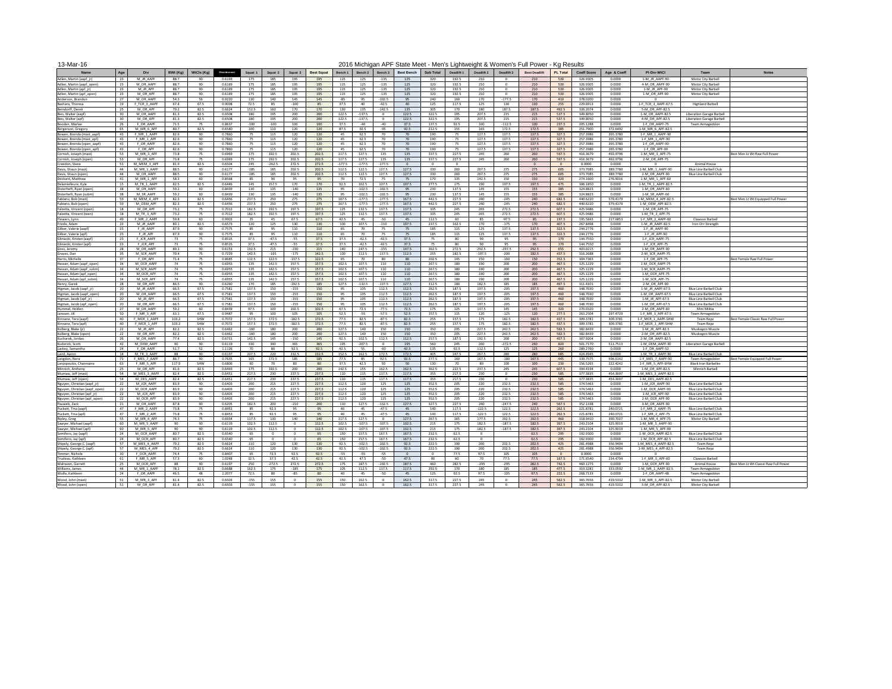13-Mar-16

# 2016 Michigan APF State Meet - Men's Lightweight & Women's Full Power - Kg Results

| Name | Age | Div | BWt (Kg) | WtCls (Kg) | Glossbrenner | Squat 1 | Squat 2 | Squat 3 | Best Squat | Bench 1 | Bench 2 | Bench 3 | Best Bench | Sub Total | Deadlift 1 | Deadlift 2 | Deadlift 3 | Best Deadlift | PL Total | Coeff Score | Age & Coeff | Pl-Div-WtCl | Team | Notes |
|---|---|---|---|---|---|---|---|---|---|---|---|---|---|---|---|---|---|---|---|---|---|---|---|---|
| Adlen, Martin (aapf_jr) | 23 | M_JR_AAPF | 88.7 | 90 | 0.6169 | 175 | 185 | 195 | 195 | 115 | 125 | -135 | 125 | 320 | 192.5 | 210 | 0 | 210 | 530 | 326.9305 | 0.0000 | 1-M_JR_AAPF-90 | Motor City Barbell | |
| Adlen, Martin (aapf_open) | 23 | M_OR_AAPF | 88.7 | 90 | 0.6169 | 175 | 185 | 195 | 195 | 115 | 125 | -135 | 125 | 320 | 192.5 | 210 | 0 | 210 | 530 | 326.9305 | 0.0000 | 4-M_OR_AAPF-90 | Motor City Barbell | |
| Adlen, Martin (apf_jr) | 23 | M_JR_APF | 88.7 | 90 | 0.6169 | 175 | 185 | 195 | 195 | 115 | 125 | -135 | 125 | 320 | 192.5 | 210 | 0 | 210 | 530 | 326.9305 | 0.0000 | 1-M_JR_APF-90 | Motor City Barbell | |
| Adlen, Martin (apf_open) | 23 | M_OR_APF | 88.7 | 90 | 0.6169 | 175 | 185 | 195 | 195 | 115 | 125 | -135 | 125 | 320 | 192.5 | 210 | 0 | 210 | 530 | 326.9305 | 0.0000 | 1-M_OR_APF-90 | Motor City Barbell | |
| Anderson, Brandon | 27 | M_OR_AAPF | 54.3 | 56 | 0.9220 | 130 | 140 | 145 | 145 | -85 | 95 | -102.5 | 95 | 240 | 160 | 170 | -177.5 | 170 | 410 | 378.0200 | 0.0000 | 0 | | |
| Bashara, Theresa | 19 | F_TCR_3_AAPF | 67.4 | 67.5 | 0.9008 | 72.5 | 85 | -100 | 85 | 37.5 | 40 | -42.5 | 40 | 125 | 117.5 | 125 | 130 | 130 | 255 | 229.6913 | 0.0000 | 1-F_TCR_3_AAPF-67.5 | Highland Barbell | |
| Beindorff, Derek | 25 | M_OR_APF | 79.2 | 82.5 | 0.6624 | 152.5 | 160 | 170 | 170 | 130 | 135 | -142.5 | 135 | 305 | 170 | 180 | 187.5 | 187.5 | 492.5 | 326.2074 | 0.0000 | 5-M_OR_APF-82.5 | | |
| Bies, Walter (aapf) | 30 | M_OR_AAPF | 81.3 | 82.5 | 0.6508 | 180 | 195 | 200 | 200 | 122.5 | -137.5 | 0 | 122.5 | 322.5 | 195 | 207.5 | 215 | 215 | 537.5 | 349.8050 | 0.0000 | 1-M_OR_AAPF-82.5 | Liberation Garage Barbell | |
| Bies, Walter (apf) | 30 | M_OR_APF | 81.3 | 82.5 | 0.6508 | 180 | 195 | 200 | 200 | 122.5 | -137.5 | 0 | 122.5 | 322.5 | 195 | 207.5 | 215 | 215 | 537.5 | 349.8050 | 0.0000 | 4-M_OR_APF-82.5 | Liberation Garage Barbell | |
| Booden, Marlee | 26 | F_OR_AAPF | 71.5 | 75 | 0.8637 | -100 | -100 | 100 | 100 | 37.5 | -40 | -40 | 37.5 | 137.5 | 92.5 | 100 | -112.5 | 100 | 237.5 | 205.1288 | 0.0000 | 1-F_OR_AAPF-75 | Team Armageddon | |
| Borgerson, Gregory | 65 | M_MR_6_APF | 80.7 | 82.5 | 0.6540 | 100 | 110 | 120 | 120 | 87.5 | 92.5 | -95 | 92.5 | 212.5 | 155 | 165 | 172.5 | 172.5 | 385 | 251.7900 | 372.6492 | 1-M_MR_6_APF-82.5 | | |
| Bowen, Brenda (mast_aapf) | 43 | F_MR_1_AAPF | 82.6 | 90 | 0.7860 | 75 | 115 | 120 | 120 | 45 | 62.5 | 70 | 70 | 190 | 75 | 127.5 | 137.5 | 137.5 | 327.5 | 257.3986 | 265.3780 | 1-F_MR_1_AAPF-90 | | |
| Bowen, Brenda (mast_apf) | 43 | F_MR_1_APF | 82.6 | 90 | 0.7860 | 75 | 115 | 120 | 120 | 45 | 62.5 | 70 | 70 | 190 | 75 | 127.5 | 137.5 | 137.5 | 327.5 | 257.3986 | 265.3780 | 1-F_MR_1_APF-90 | | |
| Bowen, Brenda (open_aapf) | 43 | F_OR_AAPF | 82.6 | 90 | 0.7860 | 75 | 115 | 120 | 120 | 45 | 62.5 | 70 | 70 | 190 | 75 | 127.5 | 137.5 | 137.5 | 327.5 | 257.3986 | 265.3780 | 1-F_OR_AAPF-90 | | |
| Bowen, Brenda (open_apf) | 43 | F_OR_APF | 82.6 | 90 | 0.7860 | 75 | 115 | 120 | 120 | 45 | 62.5 | 70 | 70 | 190 | 75 | 127.5 | 137.5 | 137.5 | 327.5 | 257.3986 | 265.3780 | 1-F_OR_APF-90 | | |
| Cornish, Joseph (mast) | 53 | M_MR_3_APF | 73.8 | 75 | 0.6969 | 175 | 192.5 | 202.5 | 202.5 | 117.5 | 127.5 | 135 | 135 | 337.5 | 227.5 | 245 | 260 | 260 | 597.5 | 416.3679 | 492.9796 | 1-M_MR_3_APF-75 | | Best Men Lt Wt Raw Full Power |
| Cornish, Joseph (open) | 53 | M_OR_APF | 73.8 | 75 | 0.6969 | 175 | 192.5 | 202.5 | 202.5 | 117.5 | 127.5 | 135 | 135 | 337.5 | 227.5 | 245 | 260 | 260 | 597.5 | 416.3679 | 492.9796 | 2-M_OR_APF-75 | | |
| Creedon, Steve | 51 | M_MEM_3_APF | 81.9 | 82.5 | 0.6504 | 245 | -262.5 | 272.5 | 272.5 | -177.5 | -177.5 | -177.5 | 0 | 0 | 0 | | | 0 | 0 | 0.0000 | 0.0000 | 0 | Animal House | |
| Davis, Shaun (mast) | 44 | M_MR_1_AAPF | 88.5 | 90 | 0.6177 | -185 | 185 | 202.5 | 202.5 | 112.5 | 122.5 | 127.5 | 127.5 | 330 | 260 | 267.5 | 275 | 275 | 605 | 373.7085 | 389.7780 | 1-M_MR_1_AAPF-90 | Blue Line Barbell Club | |
| Davis, Shaun (open) | 44 | M_OR_AAPF | 88.5 | 90 | 0.6177 | -185 | 185 | 202.5 | 202.5 | 112.5 | 122.5 | 127.5 | 127.5 | 330 | 260 | 267.5 | 275 | 275 | 605 | 373.7085 | 389.7780 | 2-M_OR_AAPF-90 | Blue Line Barbell Club | |
| Deckard, Matthew | 41 | M_MR_1_APF | 58.3 | 60 | 0.8568 | 85 | 90 | 95 | 95 | 70 | 72.5 | 75 | 75 | 170 | 135 | 142.5 | 150 | 150 | 320 | 274.1600 | 276.9016 | 1-M_MR_1_APF-60 | | |
| Delamielleure, Kyle | 15 | M_TR_1_AAPF | 82.5 | 82.5 | 0.6446 | 145 | 157.5 | 170 | 170 | 92.5 | 102.5 | 107.5 | 107.5 | 277.5 | 175 | 190 | 197.5 | 197.5 | 475 | 306.1850 | 0.0000 | 1-M_TR_1_AAPF-82.5 | | |
| Disterheft, Ryan (open) | 38 | M_OR_APF | 59.2 | 60 | 0.8439 | 130 | 135 | -140 | 135 | 95 | -102.5 | -102.5 | 95 | 230 | 137.5 | 145 | 155 | 155 | 385 | 324.8823 | 0.0000 | 1-M_OR_APF-60 | | |
| Disterheft, Ryan (subm) | 38 | M_SR_APF | 59.2 | 60 | 0.8439 | 130 | 135 | -140 | 135 | 95 | -102.5 | -102.5 | 95 | 230 | 137.5 | 145 | 155 | 155 | 385 | 324.8823 | 0.0000 | 1-M_SR_APF-60 | | |
| Fabiano, Bob (mast) | 59 | M_MEM_4_APF | 82.3 | 82.5 | 0.6456 | 237.5 | 250 | 275 | 275 | 167.5 | -177.5 | -177.5 | 167.5 | 442.5 | 227.5 | 240 | -245 | 240 | 682.5 | 440.6220 | 579.4179 | 1-M_MEM_4_APF-82.5 | | Best Men Lt Wt Equipped Full Power |
| Fabiano, Bob (open) | 59 | M_OEM_APF | 82.3 | 82.5 | 0.6456 | 237.5 | 250 | 275 | 275 | 167.5 | -177.5 | -177.5 | 167.5 | 442.5 | 227.5 | 240 | -245 | 240 | 682.5 | 440.6220 | 579.4179 | 1-M_OEM_APF-82.5 | | |
| Falcetta, Vincent (open) | 18 | M_OR_APF | 73.2 | 75 | 0.7012 | 182.5 | 192.5 | 197.5 | 197.5 | 125 | 132.5 | 137.5 | 137.5 | 335 | 245 | 265 | 272.5 | 272.5 | 607.5 | 425.9486 | 0.0000 | 1-M_OR_APF-75 | | |
| Falcetta, Vincent (teen) | 18 | M_TR_3_APF | 73.2 | 75 | 0.7012 | 182.5 | 192.5 | 197.5 | 197.5 | 125 | 132.5 | 137.5 | 137.5 | 335 | 245 | 265 | 272.5 | 272.5 | 607.5 | 425.9486 | 0.0000 | 1-M_TR_3_APF-75 | | |
| Flowers, Lynn | 49 | F_MR_2_AAPF | 59.8 | 60 | 0.9903 | 35 | 45 | 67.5 | 67.5 | 42.5 | 45 | -50 | 45 | 112.5 | 60 | 85 | -97.5 | 85 | 197.5 | 195.5843 | 217.6853 | 1-F_MR_2_AAPF-60 | Clawson Barbell | |
| Frizzle, Adam | 23 | M_JR_AAPF | 80.1 | 82.5 | 0.6573 | 120 | 125 | 130 | 130 | 100 | 107.5 | -110 | 107.5 | 237.5 | 162.5 | 170 | -175 | 170 | 407.5 | 267.8498 | 0.0000 | 1-M_JR_AAPF-82.5 | Iron Orr Strength | |
| Gilber, Valerie (aapf) | 23 | F_JR_AAPF | 87.9 | 90 | 0.7575 | 85 | 95 | 110 | 110 | 65 | 70 | 75 | 75 | 185 | 115 | 125 | 137.5 | 137.5 | 322.5 | 244.2776 | 0.0000 | 1-F_JR_AAPF-90 | | |
| Gilber, Valerie (apf) | 23 | F_JR_APF | 87.9 | 90 | 0.7575 | 85 | 95 | 110 | 110 | 65 | 70 | 75 | 75 | 185 | 115 | 125 | 137.5 | 137.5 | 322.5 | 244.2776 | 0.0000 | 1-F_JR_APF-90 | | |
| Gliniecki, Kristen (aapf) | 23 | F_JCR_AAPF | 73 | 75 | 0.8515 | 37.5 | -47.5 | -55 | 37.5 | 37.5 | -42.5 | -42.5 | 37.5 | 75 | 80 | 90 | 95 | 95 | 170 | 144.7550 | 0.0000 | 1-F_JCR_AAPF-75 | | |
| Glinecki, Kristen (apf) | 23 | F_JCR_APF | 73 | 75 | 0.8515 | 37.5 | -47.5 | -55 | 37.5 | 37.5 | -42.5 | -42.5 | 37.5 | 75 | 80 | 90 | 95 | 95 | 170 | 144.7550 | 0.0000 | 1-F_JCR_APF-75 | | |
| Goss, Jeremy | 28 | M_OR_AAPF | 89.1 | 90 | 0.6153 | 192.5 | 215 | -230 | 215 | 140 | 147.5 | -155 | 147.5 | 362.5 | 272.5 | 292.5 | -297.5 | 292.5 | 655 | 403.0215 | 0.0000 | 3-M_OR_AAPF-90 | | |
| Graves, Dan | 35 | M_SCR_AAPF | 70.4 | 75 | 0.7229 | 142.5 | -165 | -175 | 142.5 | 100 | 112.5 | -117.5 | 112.5 | 255 | 182.5 | -197.5 | -200 | 182.5 | 437.5 | 316.2688 | 0.0000 | 2-M_SCR_AAPF-75 | | |
| Harris, Michelle | 37 | F_OR_APF | 71.4 | 75 | 0.8645 | 112.5 | 122.5 | -137.5 | 122.5 | 65 | 70 | 80 | 80 | 202.5 | 145 | 150 | -160 | 150 | 352.5 | 304.7363 | 0.0000 | 1-F_OR_APF-75 | | Best Female Raw Full Power |
| Hassan, Adam (aapf_open) | 34 | M_OCR_AAPF | 74 | 75 | 0.6955 | 135 | 142.5 | 157.5 | 157.5 | 102.5 | 107.5 | 110 | 110 | 267.5 | 180 | 190 | 200 | 200 | 467.5 | 325.1229 | 0.0000 | 1-M_OCR_AAPF-75 | | |
| Hassan, Adam (aapf_subm) | 34 | M_SCR_AAPF | 74 | 75 | 0.6955 | 135 | 142.5 | 157.5 | 157.5 | 102.5 | 107.5 | 110 | 110 | 267.5 | 180 | 190 | 200 | 200 | 467.5 | 325.1229 | 0.0000 | 1-M_SCR_AAPF-75 | | |
| Hassan, Adam (apf_open) | 34 | M_OCR_APF | 74 | 75 | 0.6955 | 135 | 142.5 | 157.5 | 157.5 | 102.5 | 107.5 | 110 | 110 | 267.5 | 180 | 190 | 200 | 200 | 467.5 | 325.1229 | 0.0000 | 1-M_OCR_APF-75 | | |
| Hassan, Adam (apf_subm) | 34 | M_SCR_APF | 74 | 75 | 0.6955 | 135 | 142.5 | 157.5 | 157.5 | 102.5 | 107.5 | 110 | 110 | 267.5 | 180 | 190 | 200 | 200 | 467.5 | 325.1229 | 0.0000 | 1-M_SCR_APF-75 | | |
| Henry, Garek | 28 | M_OR_APF | 86.5 | 90 | 0.6260 | 170 | 185 | -192.5 | 185 | 127.5 | -132.5 | -137.5 | 127.5 | 312.5 | 180 | 182.5 | 185 | 185 | 497.5 | 311.4101 | 0.0000 | 2-M_OR_APF-90 | | |
| Higman, Jacob (aapf_jr) | 20 | M_JR_AAPF | 66.5 | 67.5 | 0.7581 | 137.5 | 150 | -155 | 150 | 95 | 105 | 112.5 | 112.5 | 262.5 | 187.5 | 197.5 | -205 | 197.5 | 460 | 348.7030 | 0.0000 | 1-M_JR_AAPF-67.5 | Blue Line Barbell Club | |
| Higman, Jacob (aapf_open) | 20 | M_OR_AAPF | 66.5 | 67.5 | 0.7581 | 137.5 | 150 | -155 | 150 | 95 | 105 | 112.5 | 112.5 | 262.5 | 187.5 | 197.5 | -205 | 197.5 | 460 | 348.7030 | 0.0000 | 1-M_OR_AAPF-67.5 | Blue Line Barbell Club | |
| Higman, Jacob (apf_jr) | 20 | M_JR_APF | 66.5 | 67.5 | 0.7581 | 137.5 | 150 | -155 | 150 | 95 | 105 | 112.5 | 112.5 | 262.5 | 187.5 | 197.5 | -205 | 197.5 | 460 | 348.7030 | 0.0000 | 1-M_JR_APF-67.5 | Blue Line Barbell Club | |
| Higman, Jacob (apf_open) | 20 | M_OR_APF | 66.5 | 67.5 | 0.7581 | 137.5 | 150 | -155 | 150 | 95 | 105 | 112.5 | 112.5 | 262.5 | 187.5 | 197.5 | -205 | 197.5 | 460 | 348.7030 | 0.0000 | 1-M_OR_APF-67.5 | Blue Line Barbell Club | |
| Hummel, Holden | 27 | M_OR_AAPF | 59.2 | 60 | 0.8439 | 97.5 | 100 | 102.5 | 102.5 | 67.5 | 72.5 | -77.5 | 72.5 | 175 | 125 | 137.5 | 145 | 145 | 320 | 270.0320 | 0.0000 | 2-M_OR_AAPF-60 | Mini Militia | |
| Janssen, Jill | 61 | F_MR_5_APF | 63.1 | 67.5 | 0.9487 | 95 | 100 | 105 | 105 | 52.5 | -55 | 57.5 | 52.5 | 157.5 | 115 | 120 | -125 | 120 | 277.5 | 263.2504 | 297.4729 | 1-F_MR_5_APF-67.5 | Team Armageddon | |
| Kinnane, Tera (aapf) | 40 | F_MCR_1_AAPF | 103.2 | SHW | 0.7072 | 157.5 | 172.5 | -182.5 | 172.5 | 77.5 | 82.5 | -87.5 | 82.5 | 255 | 157.5 | 175 | 182.5 | 182.5 | 437.5 | 309.3781 | 309.3781 | 1-F_MCR_1_AAPF-SHW | Team Repz | Best Female Classic Raw Full Power |
| Kinnane, Tera (apf) | 40 | F_MCR_1_APF | 103.2 | SHW | 0.7072 | 157.5 | 172.5 | -182.5 | 172.5 | 77.5 | 82.5 | -87.5 | 82.5 | 255 | 157.5 | 175 | 182.5 | 182.5 | 437.5 | 309.3781 | 309.3781 | 1-F_MCR_1_APF-SHW | Team Repz | |
| Kolberg, Blake (jr) | 22 | M_JR_APF | 82.2 | 82.5 | 0.6462 | -160 | 180 | 200 | 200 | 127.5 | 140 | 150 | 150 | 350 | 205 | 227.5 | 242.5 | 242.5 | 592.5 | 382.8439 | 0.0000 | 1-M_JR_APF-82.5 | Muskegon Muscle | |
| Kolberg, Blake (open) | 22 | M_OR_APF | 82.2 | 82.5 | 0.6462 | -160 | 180 | 200 | 200 | 127.5 | 140 | 150 | 150 | 350 | 205 | 227.5 | 242.5 | 242.5 | 592.5 | 382.8439 | 0.0000 | 2-M_OR_APF-82.5 | Muskegon Muscle | |
| Kucharek, Jordan | 26 | M_OR_AAPF | 77.4 | 82.5 | 0.6731 | 142.5 | 145 | -150 | 145 | 92.5 | 102.5 | 112.5 | 112.5 | 257.5 | 187.5 | 192.5 | 200 | 200 | 457.5 | 307.9204 | 0.0000 | 2-M_OR_AAPF-82.5 | | |
| Kuderick, Scott | 42 | M_OEM_AAPF | 90 | 90 | 0.6119 | 330 | 340 | 365 | 365 | 195 | -207.5 | 0 | 195 | 560 | 245 | 260 | -272.5 | 260 | 820 | 501.7170 | 511.7513 | 1-M_OEM_AAPF-90 | Liberation Garage Barbell | |
| Lackey, Samantha | 24 | F_OR_AAPF | 51.7 | 52 | 1.1126 | 70 | 80 | 92.5 | 92.5 | 42.5 | 55 | -60 | 42.5 | 135 | 92.5 | 112.5 | 125 | 125 | 260 | 289.2760 | 0.0000 | 1-F_OR_AAPF-52 | | |
| Laird, Aaron | 18 | M_TR_3_AAPF | 88 | 90 | 0.6197 | 207.5 | 220 | 232.5 | 232.5 | 152.5 | 162.5 | 172.5 | 172.5 | 405 | 247.5 | 267.5 | 280 | 280 | 685 | 424.4945 | 0.0000 | 1-M_TR_3_AAPF-90 | Blue Line Barbell Club | |
| Langdon, Nora | 73 | F_MES_7_AAPF | 86.7 | 90 | 0.7635 | 165 | 172.5 | 185 | 185 | 77.5 | 85 | 92.5 | 92.5 | 277.5 | 160 | 167.5 | -180 | 167.5 | 445 | 339.7575 | 596.6142 | 1-F_MES_7_AAPF-90 | Team Armageddon | Best Female Equipped Full Power |
| Lanjopoulos, Charmaine | 63 | F_MR_5_APF | 117.9 | SHW | 0.6806 | 60 | 70 | 80 | 80 | 37.5 | 42.5 | 50 | 50 | 130 | 70 | 80 | 100 | 100 | 230 | 156.5265 | 222.4242 | 1-F_MR_5_APF-SHW | Black Iron Barbelles | |
| Minnich, Anthony | 25 | M_OR_APF | 81.6 | 82.5 | 0.6493 | 175 | 192.5 | 200 | 200 | 142.5 | 155 | 162.5 | 162.5 | 362.5 | 222.5 | 237.5 | 245 | 245 | 607.5 | 394.4194 | 0.0000 | 1-M_OR_APF-82.5 | Minnich Barbell | |
| Mumaw, Jeff (mast) | 54 | M_MES_3_AAPF | 82.4 | 82.5 | 0.6451 | 217.5 | 230 | 237.5 | 237.5 | 110 | 115 | 117.5 | 117.5 | 355 | 217.5 | 230 | 0 | 230 | 585 | 377.3835 | 454.3697 | 1-M_MES_3_AAPF-82.5 | | |
| Mumaw, Jeff (open) | 54 | M_OES_AAPF | 82.4 | 82.5 | 0.6451 | 217.5 | 230 | 237.5 | 237.5 | 110 | 115 | 117.5 | 117.5 | 355 | 217.5 | 230 | 0 | 230 | 585 | 377.3835 | 454.3697 | 1-M_OES_AAPF-82.5 | | |
| Nguyen, Christian (aapf_jr) | 22 | M_JCR_AAPF | 83.9 | 90 | 0.6403 | 200 | 215 | 227.5 | 227.5 | 112.5 | 120 | 125 | 125 | 352.5 | 205 | 220 | 232.5 | 232.5 | 585 | 374.5463 | 0.0000 | 1-M_JCR_AAPF-90 | Blue Line Barbell Club | |
| Nguyen, Christian (aapf_open) | 22 | M_OCR_AAPF | 83.9 | 90 | 0.6403 | 200 | 215 | 227.5 | 227.5 | 112.5 | 120 | 125 | 125 | 352.5 | 205 | 220 | 232.5 | 232.5 | 585 | 374.5463 | 0.0000 | 1-M_OCR_AAPF-90 | Blue Line Barbell Club | |
| Nguyen, Christian (apf_jr) | 22 | M_JCR_APF | 83.9 | 90 | 0.6403 | 200 | 215 | 227.5 | 227.5 | 112.5 | 120 | 125 | 125 | 352.5 | 205 | 220 | 232.5 | 232.5 | 585 | 374.5463 | 0.0000 | 1-M_JCR_APF-90 | Blue Line Barbell Club | |
| Nguyen, Christian (apf_open) | 22 | M_OCR_APF | 83.9 | 90 | 0.6403 | 200 | 215 | 227.5 | 227.5 | 112.5 | 120 | 125 | 125 | 352.5 | 205 | 220 | 232.5 | 232.5 | 585 | 374.5463 | 0.0000 | 2-M_OCR_APF-90 | Blue Line Barbell Club | |
| Pauwels, Zack | 21 | M_OR_AAPF | 87.8 | 90 | 0.6205 | 182.5 | 200 | -210 | 200 | 110 | 127.5 | -132.5 | 127.5 | 327.5 | 227.5 | 240 | -247.5 | 240 | 567.5 | 352.1338 | 0.0000 | 3-M_OR_AAPF-90 | | |
| Puckett, Tina (aapf) | 47 | F_MR_2_AAPF | 73.8 | 75 | 0.8453 | 85 | 92.5 | 95 | 95 | 40 | 45 | -47.5 | 45 | 140 | 117.5 | -122.5 | 122.5 | 122.5 | 262.5 | 221.8781 | 240.0721 | 1-F_MR_2_AAPF-75 | Blue Line Barbell Club | |
| Puckett, Tina (apf) | 47 | F_MR_2_APF | 73.8 | 75 | 0.8453 | 85 | 92.5 | 95 | 95 | 40 | 45 | -47.5 | 45 | 140 | 117.5 | -122.5 | 122.5 | 122.5 | 262.5 | 221.8781 | 240.0721 | 1-F_MR_2_APF-75 | Blue Line Barbell Club | |
| Ripley, Greg | 55 | M_MR_4_APF | 74.3 | 75 | 0.6934 | 117.5 | 130 | 140 | 140 | 117.5 | 127.5 | 0 | 127.5 | 267.5 | 165 | 177.5 | 192.5 | 192.5 | 460 | 318.9410 | 390.7027 | 1-M_MR_4_APF-75 | Motor City Barbell | |
| Sawyer, Michael (aapf) | 60 | M_MR_5_AAPF | 90 | 90 | 0.6119 | 102.5 | 112.5 | 0 | 112.5 | 102.5 | -107.5 | -107.5 | 102.5 | 215 | 175 | 182.5 | -187.5 | 182.5 | 397.5 | 243.2104 | 325.9019 | 1-M_MR_5_AAPF-90 | | |
| Sawyer, Michael (apf) | 60 | M_MR_5_APF | 90 | 90 | 0.6119 | 102.5 | 112.5 | 0 | 112.5 | 102.5 | -107.5 | -107.5 | 102.5 | 215 | 175 | 182.5 | -187.5 | 182.5 | 397.5 | 243.2104 | 325.9019 | 1-M_MR_5_APF-90 | | |
| Semifero, Jay (aapf) | 24 | M_OCR_AAPF | 80.7 | 82.5 | 0.6540 | 65 | 0 | 0 | 65 | 150 | 157.5 | 167.5 | 167.5 | 232.5 | 62.5 | 0 | | 62.5 | 295 | 192.9300 | 0.0000 | 1-M_OCR_AAPF-82.5 | Blue Line Barbell Club | |
| Semifero, Jay (apf) | 24 | M_OCR_APF | 80.7 | 82.5 | 0.6540 | 65 | 0 | 0 | 65 | 150 | 157.5 | 167.5 | 167.5 | 232.5 | 62.5 | 0 | | 62.5 | 295 | 192.9300 | 0.0000 | 1-M_OCR_APF-82.5 | Blue Line Barbell Club | |
| Shipely, George C (aapf) | 57 | M_MES_4_AAPF | 79.2 | 82.5 | 0.6624 | 110 | 120 | 130 | 130 | 92.5 | -102.5 | -102.5 | 92.5 | 222.5 | 190 | 200 | 202.5 | 202.5 | 425 | 281.4988 | 356.9404 | 1-M_MES_4_AAPF-82.5 | Team Repz | |
| Shipely, George C (apf) | 57 | M_MES_4_APF | 79.2 | 82.5 | 0.6624 | 110 | 120 | 130 | 130 | 92.5 | -102.5 | -102.5 | 92.5 | 222.5 | 190 | 200 | 202.5 | 202.5 | 425 | 281.4988 | 356.9404 | 1-M_MES_4_APF-82.5 | Team Repz | |
| Timmer, Nichole | 30 | F_OCR_AAPF | 74.4 | 75 | 0.8407 | 65 | 72.5 | 92.5 | 92.5 | -55 | -55 | -55 | 0 | 0 | 77.5 | 97.5 | 105 | 105 | 0 | 0.0000 | 0.0000 | 0 | | |
| Trudeau, Kathleen | 61 | F_MR_5_APF | 57.3 | 60 | 1.0248 | 32.5 | 37.5 | 42.5 | 42.5 | 42.5 | 47.5 | -50 | 47.5 | 90 | 60 | 70 | 77.5 | 77.5 | 167.5 | 171.6540 | 234.4794 | 1-F_MR_5_APF-60 | Clawson Barbell | |
| Walraven, Garrett | 25 | M_OCR_APF | 88 | 90 | 0.6197 | 250 | -272.5 | 272.5 | 272.5 | 175 | 187.5 | -192.5 | 187.5 | 460 | 282.5 | -295 | -295 | 282.5 | 742.5 | 460.1273 | 0.0000 | 1-M_OCR_APF-90 | Animal House | Best Men Lt Wt Classic Raw Full Power |
| Williams, James | 44 | M_MR_1_AAPF | 78.1 | 82.5 | 0.6688 | 162.5 | 175 | -185 | 175 | 105 | 112.5 | 117.5 | 117.5 | 292.5 | 170 | 180 | 185 | 185 | 477.5 | 319.3281 | 333.0592 | 1-M_MR_1_AAPF-82.5 | Team Armageddon | |
| Wolfe, Kathleen | 24 | F_OR_AAPF | 46.5 | 48 | 1.2077 | 72.5 | 80 | -85 | 80 | 40 | 45 | -50 | 45 | 125 | 92.5 | 97.5 | -105 | 97.5 | 222.5 | 268.7133 | 0.0000 | 1-F_OR_AAPF-48 | Team Armageddon | |
| Wood, John (mast) | 51 | M_MR_3_APF | 81.4 | 82.5 | 0.6503 | -155 | 155 | 0 | 155 | 150 | 162.5 | 0 | 162.5 | 317.5 | 227.5 | 245 | 0 | 245 | 562.5 | 365.7656 | 419.5332 | 1-M_MR_3_APF-82.5 | Motor City Barbell | |
| Wood, John (open) | 51 | M_OR_APF | 81.4 | 82.5 | 0.6503 | -155 | 155 | 0 | 155 | 150 | 162.5 | 0 | 162.5 | 317.5 | 227.5 | 245 | 0 | 245 | 562.5 | 365.7656 | 419.5332 | 3-M_OR_APF-82.5 | Motor City Barbell | |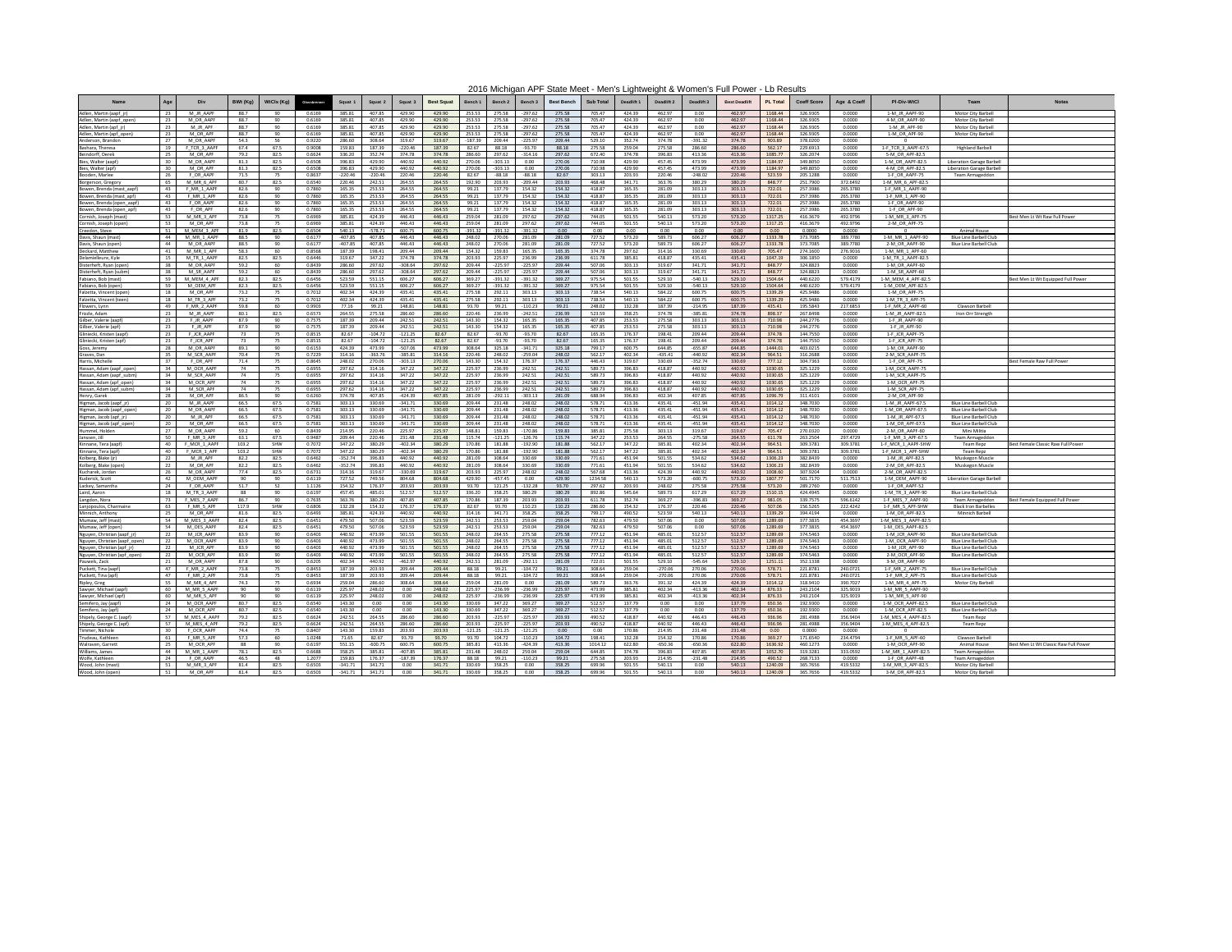# 2016 Michigan APF State Meet - Men's Lightweight & Women's Full Power - Lb Results

| Name | Age | Div | BWt (Kg) | WtCls (Kg) | Glossbrenner | Squat 1 | Squat 2 | Squat 3 | Best Squat | Bench 1 | Bench 2 | Bench 3 | Best Bench | Sub Total | Deadlift 1 | Deadlift 2 | Deadlift 3 | Best Deadlift | PL Total | Coeff Score | Age & Coeff | Pl-Div-WtCl | Team | Notes |
|---|---|---|---|---|---|---|---|---|---|---|---|---|---|---|---|---|---|---|---|---|---|---|---|---|
| Adlen, Martin (aapf_jr) | 23 | M_JR_AAPF | 88.7 | 90 | 0.6169 | 385.81 | 407.85 | 429.90 | 429.90 | 253.53 | 275.58 | -297.62 | 275.58 | 705.47 | 424.39 | 462.97 | 0.00 | 462.97 | 1168.44 | 326.9305 | 0.0000 | 1-M_JR_AAPF-90 | Motor City Barbell | |
| Adlen, Martin (aapf_open) | 23 | M_OR_AAPF | 88.7 | 90 | 0.6169 | 385.81 | 407.85 | 429.90 | 429.90 | 253.53 | 275.58 | -297.62 | 275.58 | 705.47 | 424.39 | 462.97 | 0.00 | 462.97 | 1168.44 | 326.9305 | 0.0000 | 4-M_OR_AAPF-90 | Motor City Barbell | |
| Adlen, Martin (apf_jr) | 23 | M_JR_APF | 88.7 | 90 | 0.6169 | 385.81 | 407.85 | 429.90 | 429.90 | 253.53 | 275.58 | -297.62 | 275.58 | 705.47 | 424.39 | 462.97 | 0.00 | 462.97 | 1168.44 | 326.9305 | 0.0000 | 1-M_JR_APF-90 | Motor City Barbell | |
| Adlen, Martin (apf_open) | 23 | M_OR_APF | 88.7 | 90 | 0.6169 | 385.81 | 407.85 | 429.90 | 429.90 | 253.53 | 275.58 | -297.62 | 275.58 | 705.47 | 424.39 | 462.97 | 0.00 | 462.97 | 1168.44 | 326.9305 | 0.0000 | 1-M_OR_APF-90 | Motor City Barbell | |
| Anderson, Brandon | 27 | M_OR_AAPF | 54.3 | 56 | 0.9220 | 286.60 | 308.64 | 319.67 | 319.67 | 187.39 | 209.44 | -225.97 | 209.44 | 529.10 | 352.74 | 374.78 | -391.32 | 374.78 | 903.89 | 378.0200 | 0.0000 | 0 | | |
| Bashara, Theresa | 19 | F_TCR_3_AAPF | 67.4 | 67.5 | 0.9008 | 159.83 | 187.39 | -220.46 | 187.39 | 82.67 | 88.18 | -93.70 | 88.18 | 275.58 | 259.04 | 275.58 | 286.60 | 286.60 | 562.17 | 229.6913 | 0.0000 | 1-F_TCR_3_AAPF-67.5 | Highland Barbell | |
| Beindorff, Derek | 25 | M_OR_APF | 79.2 | 82.5 | 0.6624 | 336.20 | 352.74 | 374.78 | 374.78 | 286.60 | 297.62 | -314.16 | 297.62 | 672.40 | 374.78 | 396.83 | 413.36 | 413.36 | 1085.77 | 326.2074 | 0.0000 | 5-M_OR_APF-82.5 | | |
| Bes, Walter (aapf) | 30 | M_OR_AAPF | 81.3 | 82.5 | 0.6508 | 396.83 | 429.90 | 440.92 | 440.92 | 270.06 | -303.13 | 0.00 | 270.06 | 710.98 | 429.90 | 457.45 | 473.99 | 473.99 | 1184.97 | 349.8050 | 0.0000 | 1-M_OR_AAPF-82.5 | Liberation Garage Barbell | |
| Bes, Walter (apf) | 30 | M_OR_APF | 81.3 | 82.5 | 0.6508 | 396.83 | 429.90 | 440.92 | 440.92 | 270.06 | -303.13 | 0.00 | 270.06 | 710.98 | 429.90 | 457.45 | 473.99 | 473.99 | 1184.97 | 349.8050 | 0.0000 | 4-M_OR_APF-82.5 | Liberation Garage Barbell | |
| Booden, Marlee | 26 | F_OR_AAPF | 71.5 | 75 | 0.8637 | -220.46 | -220.46 | 220.46 | 220.46 | 82.67 | -88.18 | -88.18 | 82.67 | 303.13 | 203.93 | 220.46 | -248.02 | 220.46 | 523.59 | 205.1288 | 0.0000 | 1-F_OR_AAPF-75 | Team Armageddon | |
| Borgerson, Gregory | 65 | M_MR_6_APF | 80.7 | 82.5 | 0.6540 | 220.46 | 242.51 | 264.55 | 264.55 | 192.90 | 203.93 | -209.44 | 203.93 | 468.48 | 341.71 | 363.76 | 380.29 | 380.29 | 848.77 | 251.7900 | 372.6492 | 1-M_MR_6_APF-82.5 | | |
| Bowen, Brenda (mast_aapf) | 43 | F_MR_1_AAPF | 82.6 | 90 | 0.7860 | 165.35 | 253.53 | 264.55 | 264.55 | 99.21 | 137.79 | 154.32 | 154.32 | 418.87 | 165.35 | 281.09 | 303.13 | 303.13 | 722.01 | 257.3986 | 265.3780 | 1-F_MR_1_AAPF-90 | | |
| Bowen, Brenda (mast_apf) | 43 | F_MR_1_APF | 82.6 | 90 | 0.7860 | 165.35 | 253.53 | 264.55 | 264.55 | 99.21 | 137.79 | 154.32 | 154.32 | 418.87 | 165.35 | 281.09 | 303.13 | 303.13 | 722.01 | 257.3986 | 265.3780 | 1-F_MR_1_APF-90 | | |
| Bowen, Brenda (open_aapf) | 43 | F_OR_AAPF | 82.6 | 90 | 0.7860 | 165.35 | 253.53 | 264.55 | 264.55 | 99.21 | 137.79 | 154.32 | 154.32 | 418.87 | 165.35 | 281.09 | 303.13 | 303.13 | 722.01 | 257.3986 | 265.3780 | 1-F_OR_AAPF-90 | | |
| Bowen, Brenda (open_apf) | 43 | F_OR_APF | 82.6 | 90 | 0.7860 | 165.35 | 253.53 | 264.55 | 264.55 | 99.21 | 137.79 | 154.32 | 154.32 | 418.87 | 165.35 | 281.09 | 303.13 | 303.13 | 722.01 | 257.3986 | 265.3780 | 1-F_OR_APF-90 | | |
| Cornish, Joseph (mast) | 53 | M_MR_3_APF | 73.8 | 75 | 0.6969 | 385.81 | 424.39 | 446.43 | 446.43 | 259.04 | 281.09 | 297.62 | 297.62 | 744.05 | 501.55 | 540.13 | 573.20 | 573.20 | 1317.25 | 416.3679 | 492.9796 | 1-M_MR_3_APF-75 | | Best Men Lt Wt Raw Full Power |
| Cornish, Joseph (open) | 53 | M_OR_APF | 73.8 | 75 | 0.6969 | 385.81 | 424.39 | 446.43 | 446.43 | 259.04 | 281.09 | 297.62 | 297.62 | 744.05 | 501.55 | 540.13 | 573.20 | 573.20 | 1317.25 | 416.3679 | 492.9796 | 2-M_OR_APF-75 | | |
| Creedon, Steve | 51 | M_MEM_3_APF | 81.9 | 82.5 | 0.6504 | 540.13 | -578.71 | 600.75 | 600.75 | -391.32 | -391.32 | -391.32 | 0.00 | 0.00 | 0.00 | 0.00 | 0.00 | 0.00 | 0.00 | 0.0000 | 0.0000 | 0 | Animal House | |
| Davis, Shaun (mast) | 44 | M_MR_1_AAPF | 88.5 | 90 | 0.6177 | -407.85 | 407.85 | 446.43 | 446.43 | 248.02 | 270.06 | 281.09 | 281.09 | 727.52 | 573.20 | 589.73 | 606.27 | 606.27 | 1333.78 | 373.7085 | 389.7780 | 1-M_MR_1_AAPF-90 | Blue Line Barbell Club | |
| Davis, Shaun (open) | 44 | M_OR_AAPF | 88.5 | 90 | 0.6177 | -407.85 | 407.85 | 446.43 | 446.43 | 248.02 | 270.06 | 281.09 | 281.09 | 727.52 | 573.20 | 589.73 | 606.27 | 606.27 | 1333.78 | 373.7085 | 389.7780 | 2-M_OR_AAPF-90 | Blue Line Barbell Club | |
| Deckard, Matthew | 41 | M_MR_1_APF | 58.3 | 60 | 0.8568 | 187.39 | 198.41 | 209.44 | 209.44 | 154.32 | 159.83 | 165.35 | 165.35 | 374.78 | 297.62 | 314.16 | 330.69 | 330.69 | 705.47 | 274.1600 | 276.9016 | 1-M_MR_1_APF-60 | | |
| Delamielleure, Kyle | 15 | M_TR_1_AAPF | 82.5 | 82.5 | 0.6446 | 319.67 | 347.22 | 374.78 | 374.78 | 203.93 | 225.97 | 236.99 | 236.99 | 611.78 | 385.81 | 418.87 | 435.41 | 435.41 | 1047.19 | 306.1850 | 0.0000 | 1-M_TR_1_AAPF-82.5 | | |
| Disterheft, Ryan (open) | 38 | M_OR_AAPF | 59.2 | 60 | 0.8439 | 286.60 | 297.62 | -308.64 | 297.62 | 209.44 | -225.97 | -225.97 | 209.44 | 507.06 | 303.13 | 319.67 | 341.71 | 341.71 | 848.77 | 324.8823 | 0.0000 | 1-M_OR_AAPF-60 | | |
| Disterheft, Ryan (subm) | 38 | M_SR_AAPF | 59.2 | 60 | 0.8439 | 286.60 | 297.62 | -308.64 | 297.62 | 209.44 | -225.97 | -225.97 | 209.44 | 507.06 | 303.13 | 319.67 | 341.71 | 341.71 | 848.77 | 324.8823 | 0.0000 | 1-M_SR_AAPF-60 | | |
| Fabiano, Bob (mast) | 59 | M_MEM_4_APF | 82.3 | 82.5 | 0.6456 | 523.59 | 551.15 | 606.27 | 606.27 | 369.27 | -391.32 | -391.32 | 369.27 | 975.54 | 501.55 | 529.10 | -540.13 | 529.10 | 1504.64 | 440.6220 | 579.4179 | 1-M_MEM_4_APF-82.5 | | Best Men Lt Wt Equipped Full Power |
| Fabiano, Bob (open) | 59 | M_OEM_APF | 82.3 | 82.5 | 0.6456 | 523.59 | 551.15 | 606.27 | 606.27 | 369.27 | -391.32 | -391.32 | 369.27 | 975.54 | 501.55 | 529.10 | -540.13 | 529.10 | 1504.64 | 440.6220 | 579.4179 | 1-M_OEM_APF-82.5 | | |
| Falzetta, Vincent (open) | 18 | M_OR_APF | 73.2 | 75 | 0.7012 | 402.34 | 424.39 | 435.41 | 435.41 | 275.58 | 292.11 | 303.13 | 303.13 | 738.54 | 540.13 | 584.22 | 600.75 | 600.75 | 1339.29 | 425.9486 | 0.0000 | 1-M_OR_APF-75 | | |
| Falzetta, Vincent (teen) | 18 | M_TR_3_APF | 73.2 | 75 | 0.7012 | 402.34 | 424.39 | 435.41 | 435.41 | 275.58 | 292.11 | 303.13 | 303.13 | 738.54 | 540.13 | 584.22 | 600.75 | 600.75 | 1339.29 | 425.9486 | 0.0000 | 1-M_TR_3_APF-75 | | |
| Flowers, Lynn | 49 | F_MR_2_AAPF | 59.8 | 60 | 0.9903 | 77.16 | 99.21 | 148.81 | 148.81 | 93.70 | 99.21 | -110.23 | 99.21 | 248.02 | 132.28 | 187.39 | -214.95 | 187.39 | 435.41 | 195.5843 | 217.6853 | 1-F_MR_2_AAPF-60 | Clawson Barbell | |
| Frizzle, Adam | 23 | M_JR_AAPF | 80.1 | 82.5 | 0.6573 | 264.55 | 275.58 | 286.60 | 286.60 | 220.46 | 236.99 | -242.51 | 236.99 | 523.59 | 358.25 | 374.78 | -385.81 | 374.78 | 898.37 | 267.8498 | 0.0000 | 1-M_JR_AAPF-82.5 | Iron Orr Strength | |
| Gilber, Valerie (aapf) | 23 | F_JR_AAPF | 87.9 | 90 | 0.7575 | 187.39 | 209.44 | 242.51 | 242.51 | 143.30 | 154.32 | 165.35 | 165.35 | 407.85 | 253.53 | 275.58 | 303.13 | 303.13 | 710.98 | 244.2776 | 0.0000 | 1-F_JR_AAPF-90 | | |
| Gilber, Valerie (apf) | 23 | F_JR_APF | 87.9 | 90 | 0.7575 | 187.39 | 209.44 | 242.51 | 242.51 | 143.30 | 154.32 | 165.35 | 165.35 | 407.85 | 253.53 | 275.58 | 303.13 | 303.13 | 710.98 | 244.2776 | 0.0000 | 1-F_JR_APF-90 | | |
| Glinieckí, Kristen (aapf) | 23 | F_JCR_AAPF | 73 | 75 | 0.8515 | 82.67 | -104.72 | -121.25 | 82.67 | 82.67 | -93.70 | -93.70 | 82.67 | 165.35 | 176.37 | 198.41 | 209.44 | 209.44 | 374.78 | 144.7550 | 0.0000 | 1-F_JCR_AAPF-75 | | |
| Glinecki, Kristen (apf) | 23 | F_JCR_APF | 73 | 75 | 0.8515 | 82.67 | -104.72 | -121.25 | 82.67 | 82.67 | -93.70 | -93.70 | 82.67 | 165.35 | 176.37 | 198.41 | 209.44 | 209.44 | 374.78 | 144.7550 | 0.0000 | 1-F_JCR_APF-75 | | |
| Goss, Jeremy | 28 | M_OR_AAPF | 89.1 | 90 | 0.6153 | 424.39 | 473.99 | -507.06 | 473.99 | 308.64 | 325.18 | -341.71 | 325.18 | 799.17 | 600.75 | 644.85 | -655.87 | 644.85 | 1444.01 | 403.0215 | 0.0000 | 1-M_OR_AAPF-90 | | |
| Graves, Dan | 35 | M_SCR_AAPF | 70.4 | 75 | 0.7229 | 314.16 | -363.76 | -385.81 | 314.16 | 220.46 | 248.02 | -259.04 | 248.02 | 562.17 | 402.34 | -435.41 | -440.92 | 402.34 | 964.51 | 316.2688 | 0.0000 | 2-M_SCR_AAPF-75 | | |
| Harris, Michelle | 37 | F_OR_APF | 71.4 | 75 | 0.8645 | 248.02 | 270.06 | -303.13 | 270.06 | 143.30 | 154.32 | 176.37 | 176.37 | 446.43 | 319.67 | 330.69 | -352.74 | 330.69 | 777.12 | 304.7363 | 0.0000 | 1-F_OR_APF-75 | | Best Female Raw Full Power |
| Hassan, Adam (apf_open) | 34 | M_OCR_AAPF | 74 | 75 | 0.6955 | 297.62 | 314.16 | 347.22 | 347.22 | 225.97 | 236.99 | 242.51 | 242.51 | 589.73 | 396.83 | 418.87 | 440.92 | 440.92 | 1030.65 | 325.1229 | 0.0000 | 1-M_OCR_AAPF-75 | | |
| Hassan, Adam (aapf_subm) | 34 | M_SCR_AAPF | 74 | 75 | 0.6955 | 297.62 | 314.16 | 347.22 | 347.22 | 225.97 | 236.99 | 242.51 | 242.51 | 589.73 | 396.83 | 418.87 | 440.92 | 440.92 | 1030.65 | 325.1229 | 0.0000 | 1-M_SCR_AAPF-75 | | |
| Hassan, Adam (apf_open) | 34 | M_OCR_APF | 74 | 75 | 0.6955 | 297.62 | 314.16 | 347.22 | 347.22 | 225.97 | 236.99 | 242.51 | 242.51 | 589.73 | 396.83 | 418.87 | 440.92 | 440.92 | 1030.65 | 325.1229 | 0.0000 | 1-M_OCR_APF-75 | | |
| Hassan, Adam (apf_subm) | 34 | M_SCR_APF | 74 | 75 | 0.6955 | 297.62 | 314.16 | 347.22 | 347.22 | 225.97 | 236.99 | 242.51 | 242.51 | 589.73 | 396.83 | 418.87 | 440.92 | 440.92 | 1030.65 | 325.1229 | 0.0000 | 1-M_SCR_APF-75 | | |
| Henry, Garek | 28 | M_OR_APF | 86.5 | 90 | 0.6260 | 374.78 | 407.85 | -424.39 | 407.85 | 281.09 | 292.11 | -303.13 | 281.09 | 688.94 | 396.83 | 402.34 | 407.85 | 407.85 | 1096.79 | 311.4101 | 0.0000 | 2-M_OR_APF-90 | | |
| Higman, Jacob (aapf_jr) | 20 | M_JR_AAPF | 66.5 | 67.5 | 0.7581 | 303.13 | 330.69 | -341.71 | 330.69 | 209.44 | 231.48 | 248.02 | 248.02 | 578.71 | 413.36 | 435.41 | -451.94 | 435.41 | 1014.12 | 348.7030 | 0.0000 | 1-M_JR_AAPF-67.5 | Blue Line Barbell Club | |
| Higman, Jacob (aapf_open) | 20 | M_OR_AAPF | 66.5 | 67.5 | 0.7581 | 303.13 | 330.69 | -341.71 | 330.69 | 209.44 | 231.48 | 248.02 | 248.02 | 578.71 | 413.36 | 435.41 | -451.94 | 435.41 | 1014.12 | 348.7030 | 0.0000 | 1-M_OR_AAPF-67.5 | Blue Line Barbell Club | |
| Higman, Jacob (apf_jr) | 20 | M_JR_APF | 66.5 | 67.5 | 0.7581 | 303.13 | 330.69 | -341.71 | 330.69 | 209.44 | 231.48 | 248.02 | 248.02 | 578.71 | 413.36 | 435.41 | -451.94 | 435.41 | 1014.12 | 348.7030 | 0.0000 | 1-M_JR_APF-67.5 | Blue Line Barbell Club | |
| Higman, Jacob (apf_open) | 20 | M_OR_APF | 66.5 | 67.5 | 0.7581 | 303.13 | 330.69 | -341.71 | 330.69 | 209.44 | 231.48 | 248.02 | 248.02 | 578.71 | 413.36 | 435.41 | -451.94 | 435.41 | 1014.12 | 348.7030 | 0.0000 | 1-M_OR_APF-67.5 | Blue Line Barbell Club | |
| Hummel, Holden | 27 | M_OR_AAPF | 59.2 | 60 | 0.8439 | 214.95 | 220.46 | 225.97 | 225.97 | 148.81 | 159.83 | -170.86 | 159.83 | 385.81 | 275.58 | 303.13 | 319.67 | 319.67 | 705.47 | 270.0320 | 0.0000 | 2-M_OR_AAPF-60 | Mini Militia | |
| Janssen, Jill | 50 | F_MR_3_APF | 63.1 | 67.5 | 0.9487 | 209.44 | 220.46 | 231.48 | 231.48 | 115.74 | -121.25 | -126.76 | 115.74 | 347.22 | 253.53 | 264.55 | -275.58 | 264.55 | 611.78 | 263.2504 | 297.4729 | 1-F_MR_3_APF-67.5 | Team Armageddon | |
| Kinnane, Tera (aapf) | 40 | F_MCR_1_AAPF | 103.2 | SHW | 0.7072 | 347.22 | 380.29 | -402.34 | 380.29 | 170.86 | 181.88 | -192.90 | 181.88 | 562.17 | 347.22 | 385.81 | 402.34 | 402.34 | 964.51 | 309.3781 | 309.3781 | 1-F_MCR_1_AAPF-SHW | Team Repz | Best Female Classic Raw Full Power |
| Kinnane, Tera (apf) | 40 | F_MCR_1_APF | 103.2 | SHW | 0.7072 | 347.22 | 380.29 | -402.34 | 380.29 | 170.86 | 181.88 | -192.90 | 181.88 | 562.17 | 347.22 | 385.81 | 402.34 | 402.34 | 964.51 | 309.3781 | 309.3781 | 1-F_MCR_1_APF-SHW | Team Repz | |
| Kolberg, Blake (jr) | 22 | M_JR_APF | 82.2 | 82.5 | 0.6462 | -352.74 | 396.83 | 440.92 | 440.92 | 281.09 | 308.64 | 330.69 | 330.69 | 771.61 | 451.94 | 501.55 | 534.62 | 534.62 | 1306.23 | 382.8439 | 0.0000 | 1-M_JR_APF-82.5 | Muskegon Muscle | |
| Kolberg, Blake (open) | 22 | M_OR_APF | 82.2 | 82.5 | 0.6462 | -352.74 | 396.83 | 440.92 | 440.92 | 281.09 | 308.64 | 330.69 | 330.69 | 771.61 | 451.94 | 501.55 | 534.62 | 534.62 | 1306.23 | 382.8439 | 0.0000 | 2-M_OR_APF-82.5 | Muskegon Muscle | |
| Kucharek, Jordan | 26 | M_OR_AAPF | 77.4 | 82.5 | 0.6731 | 314.16 | 319.67 | -330.69 | 319.67 | 203.93 | 225.97 | 248.02 | 248.02 | 567.68 | 413.36 | 424.39 | 440.92 | 440.92 | 1008.60 | 307.9204 | 0.0000 | 2-M_OR_AAPF-82.5 | | |
| Kuderick, Scott | 42 | M_OEM_AAPF | 90 | 90 | 0.6119 | 727.52 | 749.56 | 804.68 | 804.68 | 429.90 | -457.45 | 0.00 | 429.90 | 1234.58 | 540.13 | 573.20 | -600.75 | 573.20 | 1807.77 | 501.7170 | 511.7513 | 1-M_OEM_AAPF-90 | Liberation Garage Barbell | |
| Lackey, Samantha | 24 | F_OR_AAPF | 51.7 | 52 | 1.1126 | 154.32 | 176.37 | 203.93 | 203.93 | 93.70 | 121.25 | -132.28 | 93.70 | 297.62 | 203.93 | 248.02 | 275.58 | 275.58 | 573.20 | 289.2760 | 0.0000 | 1-F_OR_AAPF-52 | | |
| Laird, Aaron | 18 | M_TR_3_AAPF | 88 | 90 | 0.6197 | 457.45 | 485.01 | 512.57 | 512.57 | 336.20 | 358.25 | 380.29 | 380.29 | 892.86 | 545.64 | 589.73 | 617.29 | 617.29 | 1510.15 | 424.4945 | 0.0000 | 1-M_TR_3_AAPF-90 | Blue Line Barbell Club | |
| Langdon, Nora | 73 | F_MES_7_AAPF | 86.7 | 90 | 0.7635 | 363.76 | 380.29 | 407.85 | 407.85 | 170.86 | 187.39 | 203.93 | 203.93 | 611.78 | 352.74 | 369.27 | -396.83 | 369.27 | 981.05 | 339.7575 | 596.6142 | 1-F_MES_7_AAPF-90 | Team Armageddon | Best Female Equipped Full Power |
| Lanjopoulos, Charmaine | 63 | F_MR_5_APF | 117.9 | SHW | 0.6806 | 132.28 | 154.32 | 176.37 | 176.37 | 82.67 | 93.70 | 110.23 | 110.23 | 286.60 | 154.32 | 176.37 | 220.46 | 220.46 | 507.06 | 156.5265 | 222.4242 | 1-F_MR_5_APF-SHW | Black Iron Barbelles | |
| Minnich, Anthony | 25 | M_OR_APF | 81.6 | 82.5 | 0.6493 | 385.81 | 424.39 | 440.92 | 440.92 | 314.16 | 341.71 | 358.25 | 358.25 | 799.17 | 490.52 | 523.59 | 540.13 | 540.13 | 1339.29 | 394.4194 | 0.0000 | 1-M_OR_APF-82.5 | Minnich Barbell | |
| Mumaw, Jeff (mast) | 54 | M_MES_3_AAPF | 82.4 | 82.5 | 0.6451 | 479.50 | 507.06 | 523.59 | 523.59 | 242.51 | 253.53 | 259.04 | 259.04 | 782.63 | 479.50 | 507.06 | 0.00 | 507.06 | 1289.69 | 377.3835 | 454.3697 | 1-M_MES_3_AAPF-82.5 | | |
| Mumaw, Jeff (open) | 54 | M_OES_AAPF | 82.4 | 82.5 | 0.6451 | 479.50 | 507.06 | 523.59 | 523.59 | 242.51 | 253.53 | 259.04 | 259.04 | 782.63 | 479.50 | 507.06 | 0.00 | 507.06 | 1289.69 | 377.3835 | 454.3697 | 1-M_OES_AAPF-82.5 | | |
| Nguyen, Christian (aapf_jr) | 22 | M_JCR_AAPF | 83.9 | 90 | 0.6403 | 440.92 | 473.99 | 501.55 | 501.55 | 248.02 | 264.55 | 275.58 | 275.58 | 777.12 | 451.94 | 485.01 | 512.57 | 512.57 | 1289.69 | 374.5463 | 0.0000 | 1-M_JCR_AAPF-90 | Blue Line Barbell Club | |
| Nguyen, Christian (aapf_open) | 22 | M_OCR_AAPF | 83.9 | 90 | 0.6403 | 440.92 | 473.99 | 501.55 | 501.55 | 248.02 | 264.55 | 275.58 | 275.58 | 777.12 | 451.94 | 485.01 | 512.57 | 512.57 | 1289.69 | 374.5463 | 0.0000 | 1-M_OCR_AAPF-90 | Blue Line Barbell Club | |
| Nguyen, Christian (apf_jr) | 22 | M_JCR_APF | 83.9 | 90 | 0.6403 | 440.92 | 473.99 | 501.55 | 501.55 | 248.02 | 264.55 | 275.58 | 275.58 | 777.12 | 451.94 | 485.01 | 512.57 | 512.57 | 1289.69 | 374.5463 | 0.0000 | 1-M_JCR_APF-90 | Blue Line Barbell Club | |
| Nguyen, Christian (apf_open) | 22 | M_OCR_APF | 83.9 | 90 | 0.6403 | 440.92 | 473.99 | 501.55 | 501.55 | 248.02 | 264.55 | 275.58 | 275.58 | 777.12 | 451.94 | 485.01 | 512.57 | 512.57 | 1289.69 | 374.5463 | 0.0000 | 2-M_OCR_APF-90 | Blue Line Barbell Club | |
| Pauwels, Zack | 21 | M_OR_APF | 87.8 | 90 | 0.6205 | 402.34 | 440.92 | -462.97 | 440.92 | 242.51 | 281.09 | -292.11 | 281.09 | 722.01 | 501.55 | 529.10 | -545.64 | 529.10 | 1251.11 | 352.1338 | 0.0000 | 3-M_OR_APF-90 | | |
| Puckett, Tina (aapf) | 47 | F_MR_2_AAPF | 73.8 | 75 | 0.8453 | 187.39 | 203.93 | 209.44 | 209.44 | 88.18 | 99.21 | -104.72 | 99.21 | 308.64 | 259.04 | -270.06 | 270.06 | 270.06 | 578.71 | 221.8781 | 240.0721 | 1-F_MR_2_AAPF-75 | Blue Line Barbell Club | |
| Puckett, Tina (apf) | 47 | F_MR_2_APF | 73.8 | 75 | 0.8453 | 187.39 | 203.93 | 209.44 | 209.44 | 88.18 | 99.21 | -104.72 | 99.21 | 308.64 | 259.04 | -270.06 | 270.06 | 270.06 | 578.71 | 221.8781 | 240.0721 | 1-F_MR_2_APF-75 | Blue Line Barbell Club | |
| Ripley, Greg | 55 | M_MR_4_APF | 74.3 | 75 | 0.6934 | 259.04 | 286.60 | 308.64 | 308.64 | 259.04 | 281.09 | 0.00 | 281.09 | 589.73 | 363.76 | 391.32 | 424.39 | 424.39 | 1014.12 | 318.9410 | 390.7027 | 1-M_MR_4_APF-75 | Motor City Barbell | |
| Sawyer, Michael (aapf) | 60 | M_MR_5_AAPF | 90 | 90 | 0.6119 | 225.97 | 248.02 | 0.00 | 248.02 | 225.97 | -236.99 | -236.99 | 225.97 | 473.99 | 385.81 | 402.34 | -413.36 | 402.34 | 876.33 | 243.2104 | 325.9019 | 1-M_MR_5_AAPF-90 | | |
| Sawyer, Michael (apf) | 60 | M_MR_5_APF | 90 | 90 | 0.6119 | 225.97 | 248.02 | 0.00 | 248.02 | 225.97 | -236.99 | -236.99 | 225.97 | 473.99 | 385.81 | 402.34 | -413.36 | 402.34 | 876.33 | 243.2104 | 325.9019 | 1-M_MR_5_APF-90 | | |
| Semfero, Jay (aapf) | 24 | M_OCR_AAPF | 80.7 | 82.5 | 0.6540 | 143.30 | 0.00 | 0.00 | 143.30 | 330.69 | 347.22 | 369.27 | 369.27 | 512.57 | 137.79 | 0.00 | 0.00 | 137.79 | 650.36 | 192.9300 | 0.0000 | 1-M_OCR_AAPF-82.5 | Blue Line Barbell Club | |
| Semfero, Jay (apf) | 24 | M_OCR_APF | 80.7 | 82.5 | 0.6540 | 143.30 | 0.00 | 0.00 | 143.30 | 330.69 | 347.22 | 369.27 | 369.27 | 512.57 | 137.79 | 0.00 | 0.00 | 137.79 | 650.36 | 192.9300 | 0.0000 | 1-M_OCR_APF-82.5 | Blue Line Barbell Club | |
| Shipely, George C. (aapf) | 57 | M_MES_4_AAPF | 79.2 | 82.5 | 0.6624 | 242.51 | 264.55 | 286.60 | 286.60 | 203.93 | -225.97 | -225.97 | 203.93 | 490.52 | 418.87 | 440.92 | 446.43 | 446.43 | 936.96 | 281.4988 | 356.9404 | 1-M_MES_4_AAPF-82.5 | Team Repz | |
| Shipely, George C. (apf) | 57 | M_MES_4_APF | 79.2 | 82.5 | 0.6624 | 242.51 | 264.55 | 286.60 | 286.60 | 203.93 | -225.97 | -225.97 | 203.93 | 490.52 | 418.87 | 440.92 | 446.43 | 446.43 | 936.96 | 281.4988 | 356.9404 | 1-M_MES_4_APF-82.5 | Team Repz | |
| Timmer, Nichole | 30 | F_OCR_AAPF | 74.4 | 75 | 0.8407 | 143.30 | 159.83 | 203.93 | 203.93 | -121.25 | -121.25 | -121.25 | 0.00 | 0.00 | 170.86 | 214.95 | 231.48 | 231.48 | 0.00 | 0.0000 | 0.0000 | 0 | | |
| Trudeau, Kathleen | 61 | F_MR_5_APF | 57.3 | 60 | 1.0248 | 71.65 | 82.67 | 93.70 | 93.70 | 93.70 | 104.72 | -110.23 | 104.72 | 198.41 | 132.28 | 154.32 | 170.86 | 170.86 | 369.27 | 171.6540 | 234.4794 | 1-F_MR_5_APF-60 | Clawson Barbell | |
| Walraven, Garrett | 25 | M_OCR_APF | 88 | 90 | 0.6197 | 551.15 | -600.75 | 600.75 | 600.75 | 385.81 | 413.36 | -424.39 | 413.36 | 1014.12 | 622.80 | -650.36 | -650.36 | 622.80 | 1636.92 | 460.1273 | 0.0000 | 1-M_OCR_APF-90 | Animal House | Best Men Lt Wt Classic Raw Full Power |
| Williams, James | 44 | M_MR_1_AAPF | 78.1 | 82.5 | 0.6688 | 358.25 | 385.81 | -407.85 | 385.81 | 231.48 | 248.02 | 259.04 | 259.04 | 644.85 | 374.78 | 396.83 | 407.85 | 407.85 | 1052.70 | 319.3281 | 333.0592 | 1-M_MR_1_AAPF-82.5 | Team Armageddon | |
| Wolfe, Kathleen | 24 | F_OR_APF | 46.5 | 48 | 1.2077 | 159.83 | 176.37 | -187.39 | 176.37 | 88.18 | 99.21 | -110.23 | 99.21 | 275.58 | 203.93 | 214.95 | -231.48 | 214.95 | 490.52 | 268.7133 | 0.0000 | 1-F_OR_APF-48 | Team Armageddon | |
| Wood, John (mast) | 51 | M_MR_3_APF | 81.4 | 82.5 | 0.6503 | -341.71 | 341.71 | 0.00 | 341.71 | 330.69 | 358.25 | 0.00 | 358.25 | 699.96 | 501.55 | 540.13 | 0.00 | 540.13 | 1240.09 | 365.7656 | 419.5332 | 1-M_MR_3_APF-82.5 | Motor City Barbell | |
| Wood, John (open) | 51 | M_OR_APF | 81.4 | 82.5 | 0.6503 | -341.71 | 341.71 | 0.00 | 341.71 | 330.69 | 358.25 | 0.00 | 358.25 | 699.96 | 501.55 | 540.13 | 0.00 | 540.13 | 1240.09 | 365.7656 | 419.5332 | 3-M_OR_APF-82.5 | Motor City Barbell | |